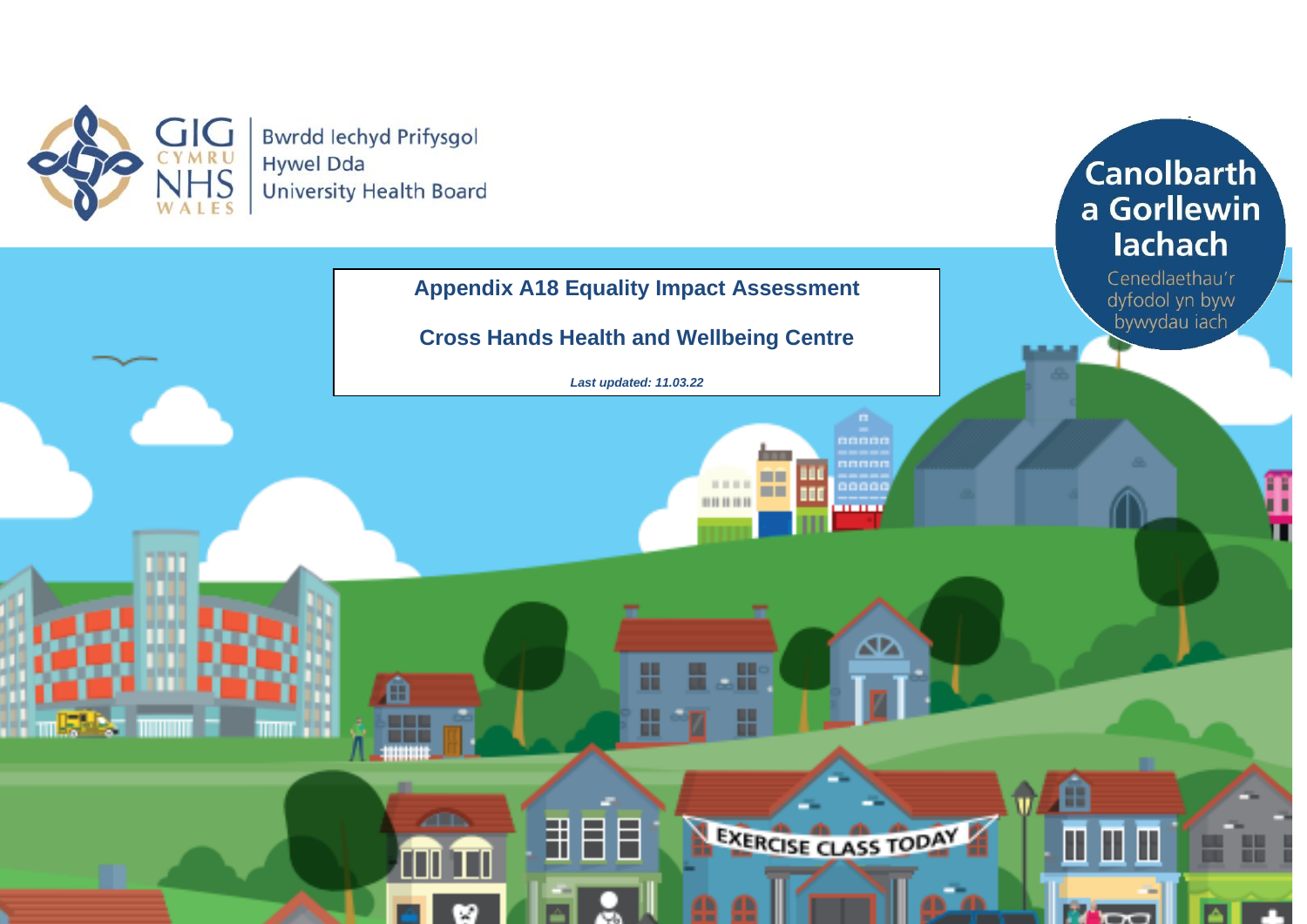GIG CYMRU NHS WALES | Bwrdd Iechyd Prifysgol Hywel Dda University Health Board

**Canolbarth a Gorllewin Iachach**

Cenedlaethau'r dyfodol yn byw bywydau iach

# Appendix A18 Equality Impact Assessment

## Cross Hands Health and Wellbeing Centre

***Last updated: 11.03.22***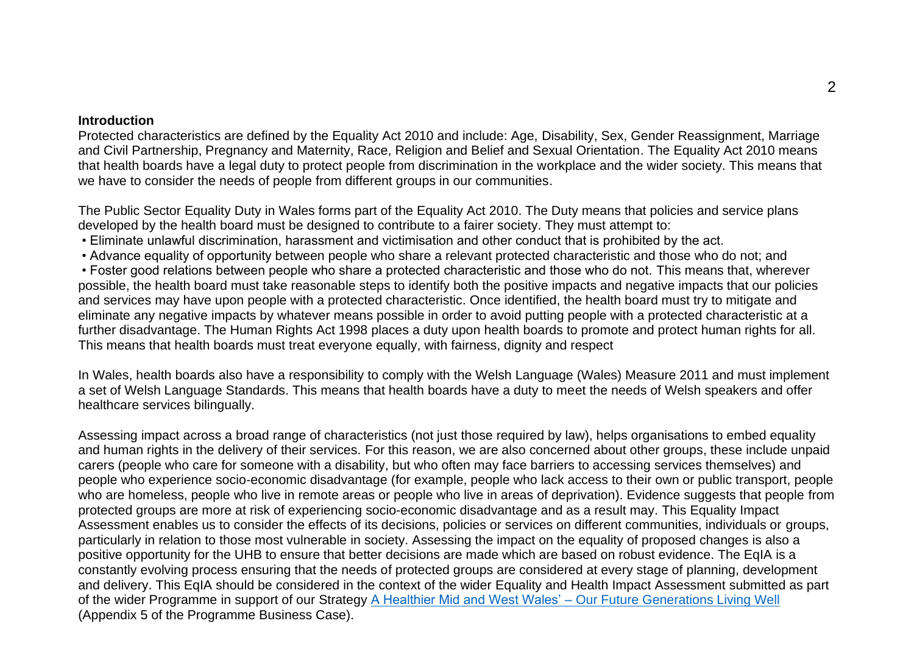**Introduction**

Protected characteristics are defined by the Equality Act 2010 and include: Age, Disability, Sex, Gender Reassignment, Marriage and Civil Partnership, Pregnancy and Maternity, Race, Religion and Belief and Sexual Orientation. The Equality Act 2010 means that health boards have a legal duty to protect people from discrimination in the workplace and the wider society. This means that we have to consider the needs of people from different groups in our communities.

The Public Sector Equality Duty in Wales forms part of the Equality Act 2010. The Duty means that policies and service plans developed by the health board must be designed to contribute to a fairer society. They must attempt to:

- Eliminate unlawful discrimination, harassment and victimisation and other conduct that is prohibited by the act.
- Advance equality of opportunity between people who share a relevant protected characteristic and those who do not; and
- Foster good relations between people who share a protected characteristic and those who do not. This means that, wherever possible, the health board must take reasonable steps to identify both the positive impacts and negative impacts that our policies and services may have upon people with a protected characteristic. Once identified, the health board must try to mitigate and eliminate any negative impacts by whatever means possible in order to avoid putting people with a protected characteristic at a further disadvantage. The Human Rights Act 1998 places a duty upon health boards to promote and protect human rights for all. This means that health boards must treat everyone equally, with fairness, dignity and respect

In Wales, health boards also have a responsibility to comply with the Welsh Language (Wales) Measure 2011 and must implement a set of Welsh Language Standards. This means that health boards have a duty to meet the needs of Welsh speakers and offer healthcare services bilingually.

Assessing impact across a broad range of characteristics (not just those required by law), helps organisations to embed equality and human rights in the delivery of their services. For this reason, we are also concerned about other groups, these include unpaid carers (people who care for someone with a disability, but who often may face barriers to accessing services themselves) and people who experience socio-economic disadvantage (for example, people who lack access to their own or public transport, people who are homeless, people who live in remote areas or people who live in areas of deprivation). Evidence suggests that people from protected groups are more at risk of experiencing socio-economic disadvantage and as a result may. This Equality Impact Assessment enables us to consider the effects of its decisions, policies or services on different communities, individuals or groups, particularly in relation to those most vulnerable in society. Assessing the impact on the equality of proposed changes is also a positive opportunity for the UHB to ensure that better decisions are made which are based on robust evidence. The EqIA is a constantly evolving process ensuring that the needs of protected groups are considered at every stage of planning, development and delivery. This EqIA should be considered in the context of the wider Equality and Health Impact Assessment submitted as part of the wider Programme in support of our Strategy A Healthier Mid and West Wales' – Our Future Generations Living Well (Appendix 5 of the Programme Business Case).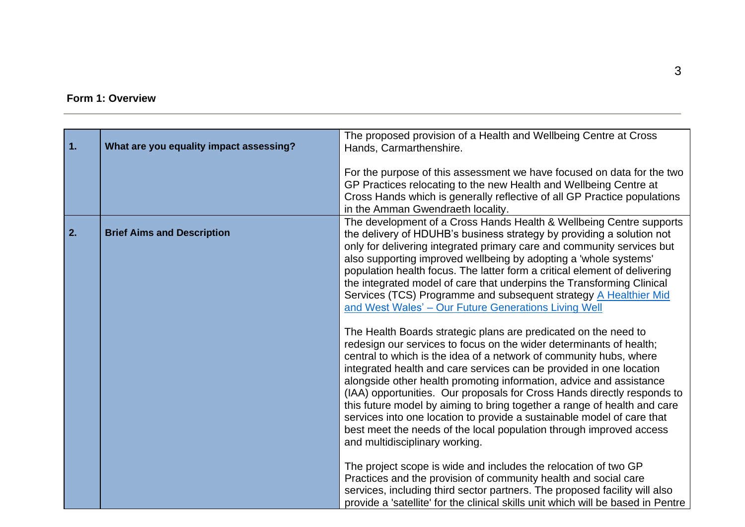**Form 1: Overview**

| | | |
|---|---|---|
| **1.** | **What are you equality impact assessing?** | The proposed provision of a Health and Wellbeing Centre at Cross Hands, Carmarthenshire.<br><br>For the purpose of this assessment we have focused on data for the two GP Practices relocating to the new Health and Wellbeing Centre at Cross Hands which is generally reflective of all GP Practice populations in the Amman Gwendraeth locality. |
| **2.** | **Brief Aims and Description** | The development of a Cross Hands Health & Wellbeing Centre supports the delivery of HDUHB's business strategy by providing a solution not only for delivering integrated primary care and community services but also supporting improved wellbeing by adopting a 'whole systems' population health focus. The latter form a critical element of delivering the integrated model of care that underpins the Transforming Clinical Services (TCS) Programme and subsequent strategy A Healthier Mid and West Wales' – Our Future Generations Living Well<br><br>The Health Boards strategic plans are predicated on the need to redesign our services to focus on the wider determinants of health; central to which is the idea of a network of community hubs, where integrated health and care services can be provided in one location alongside other health promoting information, advice and assistance (IAA) opportunities. Our proposals for Cross Hands directly responds to this future model by aiming to bring together a range of health and care services into one location to provide a sustainable model of care that best meet the needs of the local population through improved access and multidisciplinary working.<br><br>The project scope is wide and includes the relocation of two GP Practices and the provision of community health and social care services, including third sector partners. The proposed facility will also provide a 'satellite' for the clinical skills unit which will be based in Pentre |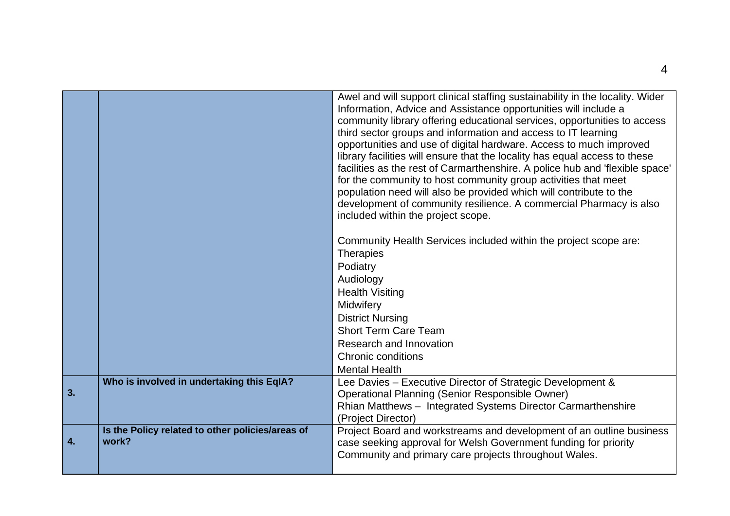| | | |
|---|---|---|
| | | Awel and will support clinical staffing sustainability in the locality. Wider Information, Advice and Assistance opportunities will include a community library offering educational services, opportunities to access third sector groups and information and access to IT learning opportunities and use of digital hardware. Access to much improved library facilities will ensure that the locality has equal access to these facilities as the rest of Carmarthenshire. A police hub and 'flexible space' for the community to host community group activities that meet population need will also be provided which will contribute to the development of community resilience. A commercial Pharmacy is also included within the project scope.<br><br>Community Health Services included within the project scope are:<br>Therapies<br>Podiatry<br>Audiology<br>Health Visiting<br>Midwifery<br>District Nursing<br>Short Term Care Team<br>Research and Innovation<br>Chronic conditions<br>Mental Health |
| **3.** | **Who is involved in undertaking this EqIA?** | Lee Davies – Executive Director of Strategic Development & Operational Planning (Senior Responsible Owner)<br>Rhian Matthews – Integrated Systems Director Carmarthenshire (Project Director) |
| **4.** | **Is the Policy related to other policies/areas of work?** | Project Board and workstreams and development of an outline business case seeking approval for Welsh Government funding for priority Community and primary care projects throughout Wales. |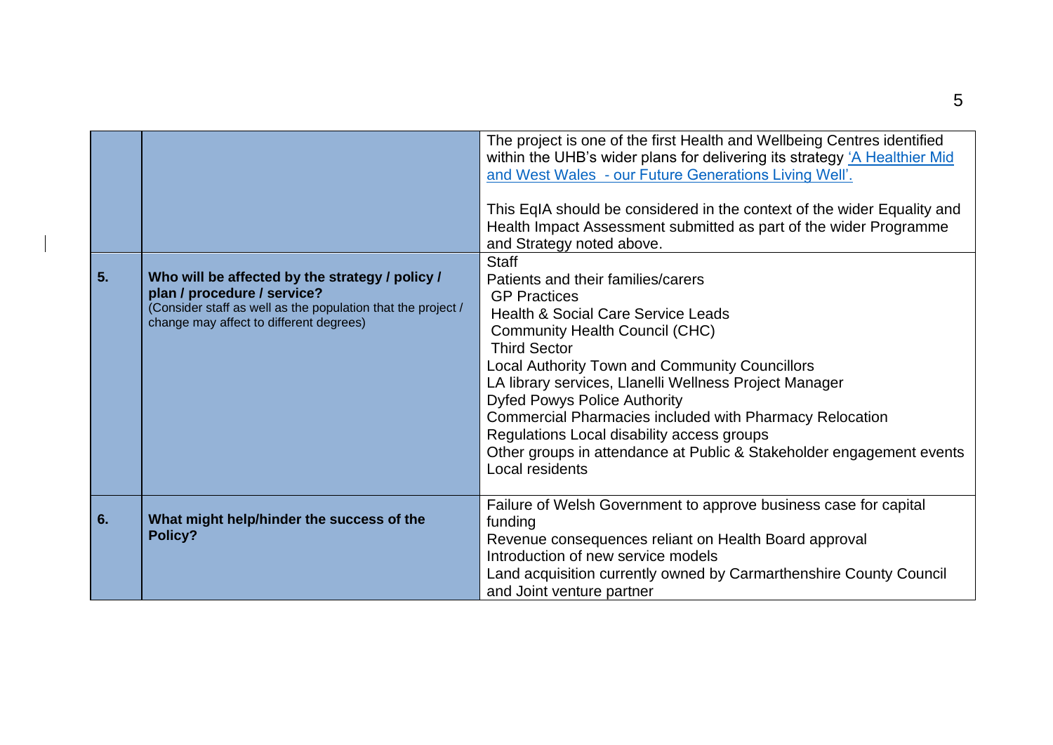| | | |
|---|---|---|
| | | The project is one of the first Health and Wellbeing Centres identified within the UHB's wider plans for delivering its strategy ['A Healthier Mid and West Wales - our Future Generations Living Well'.](#)<br><br>This EqIA should be considered in the context of the wider Equality and Health Impact Assessment submitted as part of the wider Programme and Strategy noted above. |
| **5.** | **Who will be affected by the strategy / policy / plan / procedure / service?**<br>(Consider staff as well as the population that the project / change may affect to different degrees) | Staff<br>Patients and their families/carers<br>GP Practices<br>Health & Social Care Service Leads<br>Community Health Council (CHC)<br>Third Sector<br>Local Authority Town and Community Councillors<br>LA library services, Llanelli Wellness Project Manager<br>Dyfed Powys Police Authority<br>Commercial Pharmacies included with Pharmacy Relocation<br>Regulations Local disability access groups<br>Other groups in attendance at Public & Stakeholder engagement events<br>Local residents |
| **6.** | **What might help/hinder the success of the Policy?** | Failure of Welsh Government to approve business case for capital funding<br>Revenue consequences reliant on Health Board approval<br>Introduction of new service models<br>Land acquisition currently owned by Carmarthenshire County Council and Joint venture partner |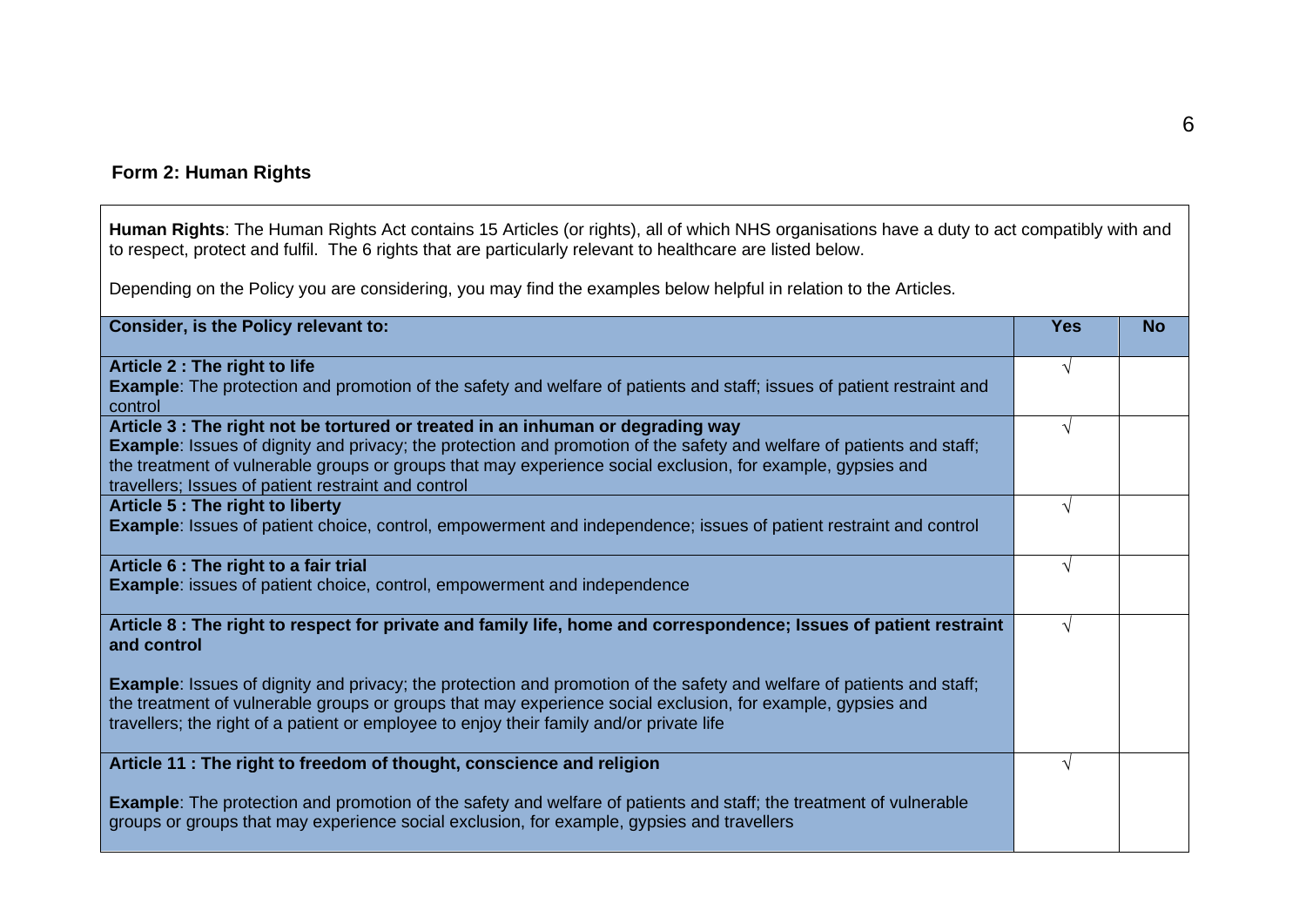## Form 2: Human Rights

**Human Rights**: The Human Rights Act contains 15 Articles (or rights), all of which NHS organisations have a duty to act compatibly with and to respect, protect and fulfil. The 6 rights that are particularly relevant to healthcare are listed below.

Depending on the Policy you are considering, you may find the examples below helpful in relation to the Articles.

| Consider, is the Policy relevant to: | Yes | No |
|---|---|---|
| **Article 2 : The right to life**<br>**Example**: The protection and promotion of the safety and welfare of patients and staff; issues of patient restraint and control | √ | |
| **Article 3 : The right not be tortured or treated in an inhuman or degrading way**<br>**Example**: Issues of dignity and privacy; the protection and promotion of the safety and welfare of patients and staff; the treatment of vulnerable groups or groups that may experience social exclusion, for example, gypsies and travellers; Issues of patient restraint and control | √ | |
| **Article 5 : The right to liberty**<br>**Example**: Issues of patient choice, control, empowerment and independence; issues of patient restraint and control | √ | |
| **Article 6 : The right to a fair trial**<br>**Example**: issues of patient choice, control, empowerment and independence | √ | |
| **Article 8 : The right to respect for private and family life, home and correspondence; Issues of patient restraint and control**<br><br>**Example**: Issues of dignity and privacy; the protection and promotion of the safety and welfare of patients and staff; the treatment of vulnerable groups or groups that may experience social exclusion, for example, gypsies and travellers; the right of a patient or employee to enjoy their family and/or private life | √ | |
| **Article 11 : The right to freedom of thought, conscience and religion**<br><br>**Example**: The protection and promotion of the safety and welfare of patients and staff; the treatment of vulnerable groups or groups that may experience social exclusion, for example, gypsies and travellers | √ | |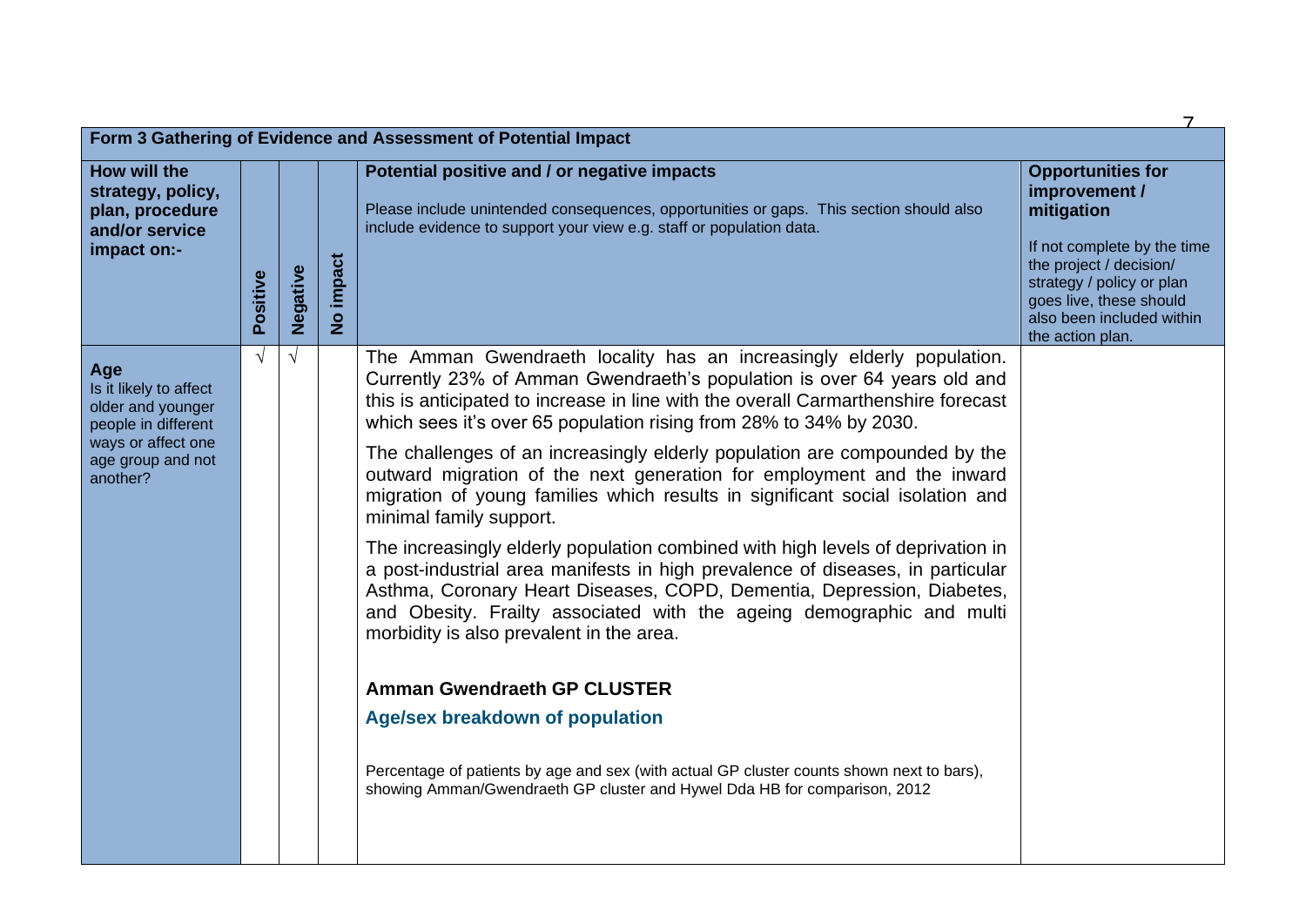| Form 3 Gathering of Evidence and Assessment of Potential Impact | | | | | |
|---|---|---|---|---|---|
| **How will the strategy, policy, plan, procedure and/or service impact on:-** | **Positive** | **Negative** | **No impact** | **Potential positive and / or negative impacts**<br><br>Please include unintended consequences, opportunities or gaps. This section should also include evidence to support your view e.g. staff or population data. | **Opportunities for improvement / mitigation**<br><br>If not complete by the time the project / decision/ strategy / policy or plan goes live, these should also been included within the action plan. |
| **Age**<br>Is it likely to affect older and younger people in different ways or affect one age group and not another? | √ | √ | | The Amman Gwendraeth locality has an increasingly elderly population. Currently 23% of Amman Gwendraeth's population is over 64 years old and this is anticipated to increase in line with the overall Carmarthenshire forecast which sees it's over 65 population rising from 28% to 34% by 2030.<br><br>The challenges of an increasingly elderly population are compounded by the outward migration of the next generation for employment and the inward migration of young families which results in significant social isolation and minimal family support.<br><br>The increasingly elderly population combined with high levels of deprivation in a post-industrial area manifests in high prevalence of diseases, in particular Asthma, Coronary Heart Diseases, COPD, Dementia, Depression, Diabetes, and Obesity. Frailty associated with the ageing demographic and multi morbidity is also prevalent in the area.<br><br>**Amman Gwendraeth GP CLUSTER**<br><br>**Age/sex breakdown of population**<br><br>Percentage of patients by age and sex (with actual GP cluster counts shown next to bars), showing Amman/Gwendraeth GP cluster and Hywel Dda HB for comparison, 2012 | |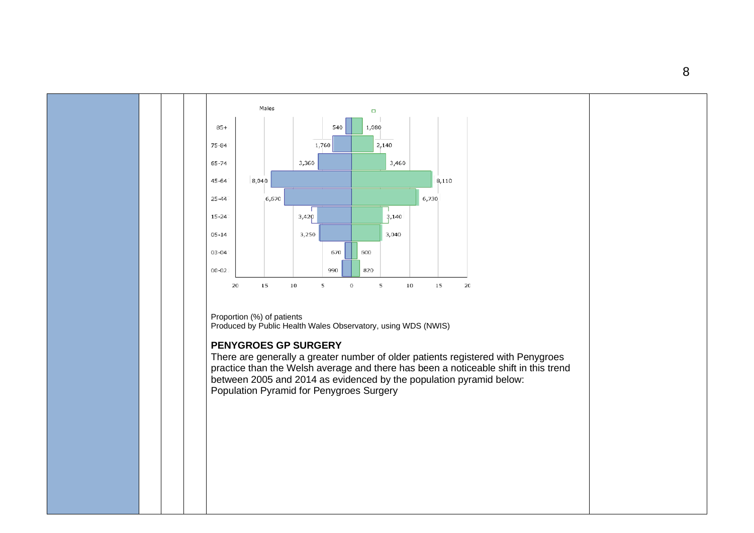Males

| Age | Males | Females |
| --- | --- | --- |
| 85+ | 540 | 1,080 |
| 75-84 | 1,760 | 2,140 |
| 65-74 | 3,360 | 3,460 |
| 45-64 | 8,040 | 8,110 |
| 25-44 | 6,670 | 6,730 |
| 15-24 | 3,420 | 3,140 |
| 05-14 | 3,250 | 3,040 |
| 03-04 | 670 | 600 |
| 00-02 | 990 | 820 |

Proportion (%) of patients
Produced by Public Health Wales Observatory, using WDS (NWIS)

**PENYGROES GP SURGERY**

There are generally a greater number of older patients registered with Penygroes practice than the Welsh average and there has been a noticeable shift in this trend between 2005 and 2014 as evidenced by the population pyramid below:
Population Pyramid for Penygroes Surgery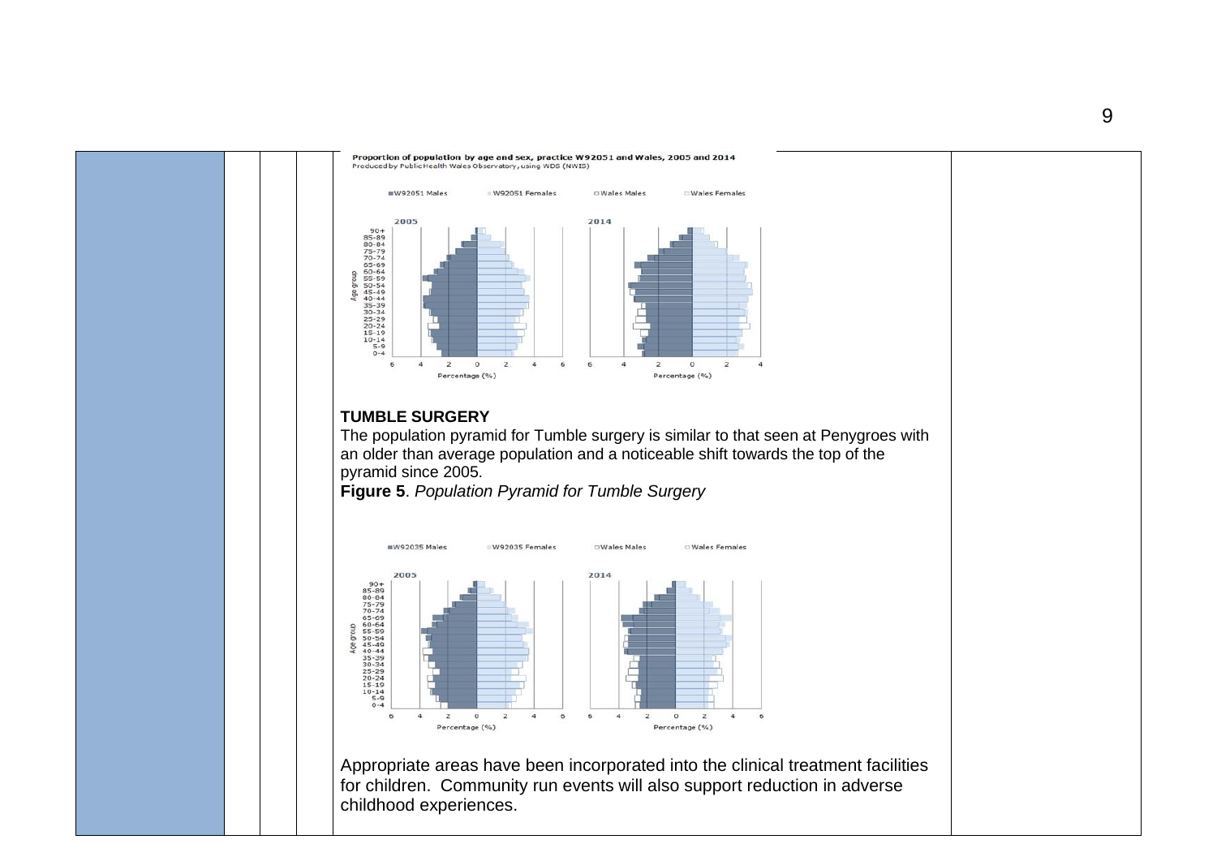Proportion of population by age and sex, practice W92051 and Wales, 2005 and 2014
Produced by Public Health Wales Observatory, using WDS (NWIS)

## TUMBLE SURGERY

The population pyramid for Tumble surgery is similar to that seen at Penygroes with an older than average population and a noticeable shift towards the top of the pyramid since 2005.

**Figure 5**. *Population Pyramid for Tumble Surgery*

Appropriate areas have been incorporated into the clinical treatment facilities for children. Community run events will also support reduction in adverse childhood experiences.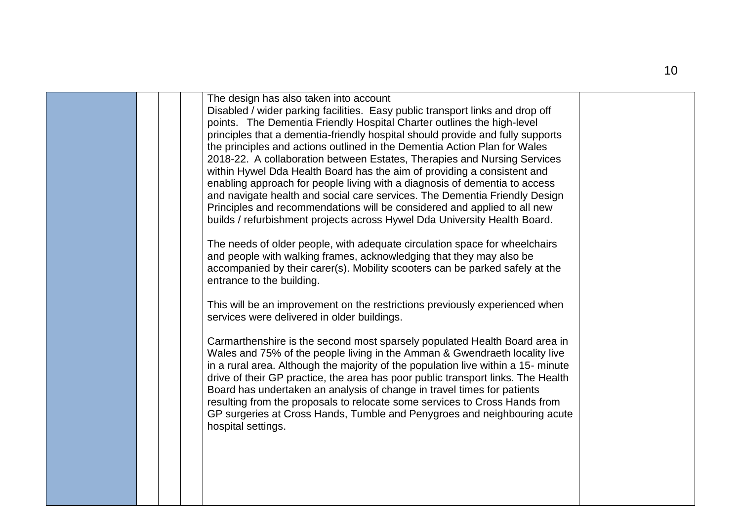| | | | | | |
|---|---|---|---|---|---|
| | | | | The design has also taken into account<br>Disabled / wider parking facilities. Easy public transport links and drop off points. The Dementia Friendly Hospital Charter outlines the high-level principles that a dementia-friendly hospital should provide and fully supports the principles and actions outlined in the Dementia Action Plan for Wales 2018-22. A collaboration between Estates, Therapies and Nursing Services within Hywel Dda Health Board has the aim of providing a consistent and enabling approach for people living with a diagnosis of dementia to access and navigate health and social care services. The Dementia Friendly Design Principles and recommendations will be considered and applied to all new builds / refurbishment projects across Hywel Dda University Health Board.<br><br>The needs of older people, with adequate circulation space for wheelchairs and people with walking frames, acknowledging that they may also be accompanied by their carer(s). Mobility scooters can be parked safely at the entrance to the building.<br><br>This will be an improvement on the restrictions previously experienced when services were delivered in older buildings.<br><br>Carmarthenshire is the second most sparsely populated Health Board area in Wales and 75% of the people living in the Amman & Gwendraeth locality live in a rural area. Although the majority of the population live within a 15- minute drive of their GP practice, the area has poor public transport links. The Health Board has undertaken an analysis of change in travel times for patients resulting from the proposals to relocate some services to Cross Hands from GP surgeries at Cross Hands, Tumble and Penygroes and neighbouring acute hospital settings. | |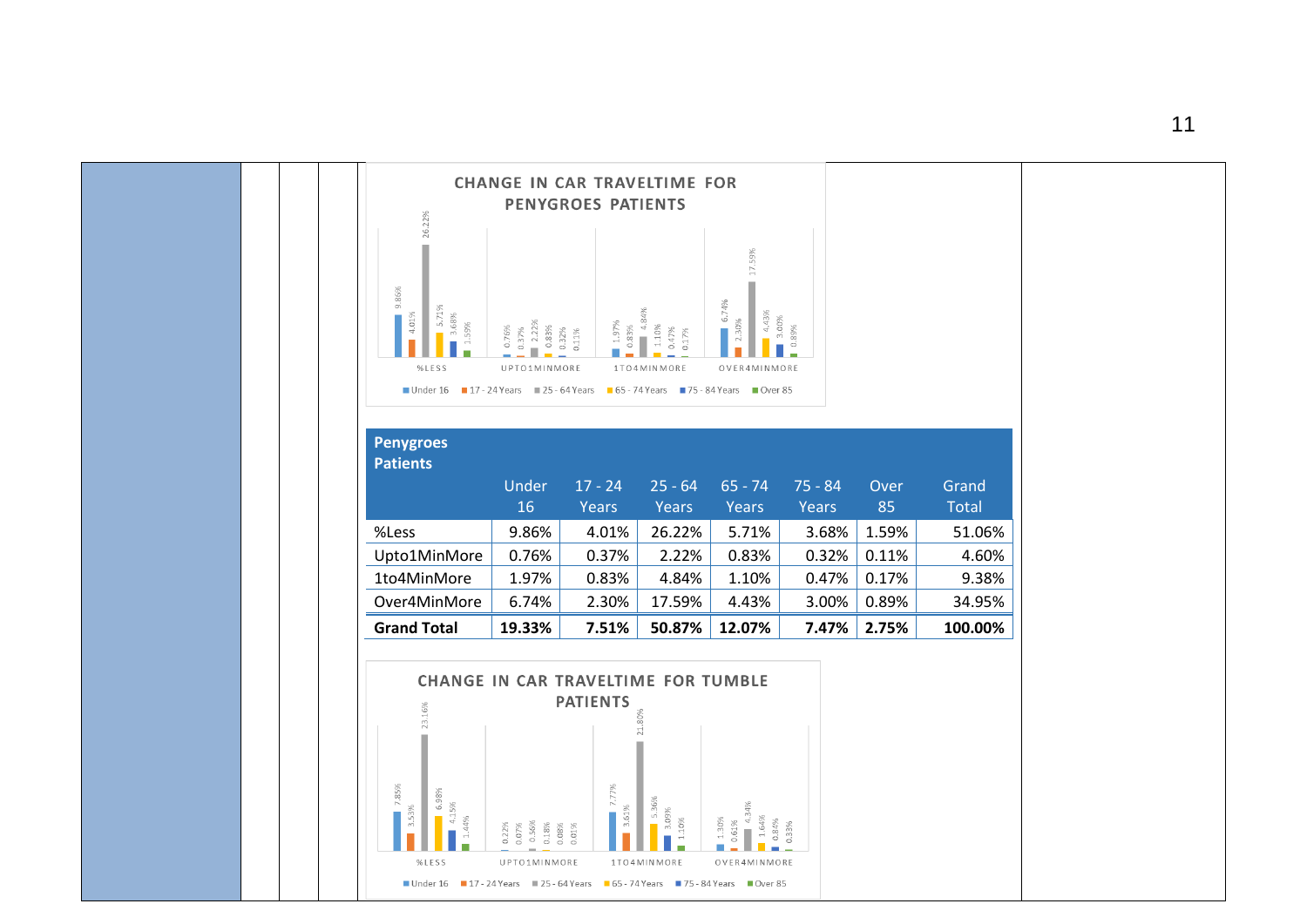**CHANGE IN CAR TRAVELTIME FOR PENYGROES PATIENTS**

| Penygroes Patients | Under 16 | 17 - 24 Years | 25 - 64 Years | 65 - 74 Years | 75 - 84 Years | Over 85 | Grand Total |
|---|---|---|---|---|---|---|---|
| %Less | 9.86% | 4.01% | 26.22% | 5.71% | 3.68% | 1.59% | 51.06% |
| Upto1MinMore | 0.76% | 0.37% | 2.22% | 0.83% | 0.32% | 0.11% | 4.60% |
| 1to4MinMore | 1.97% | 0.83% | 4.84% | 1.10% | 0.47% | 0.17% | 9.38% |
| Over4MinMore | 6.74% | 2.30% | 17.59% | 4.43% | 3.00% | 0.89% | 34.95% |
| **Grand Total** | **19.33%** | **7.51%** | **50.87%** | **12.07%** | **7.47%** | **2.75%** | **100.00%** |

**CHANGE IN CAR TRAVELTIME FOR TUMBLE PATIENTS**

| | Under 16 | 17 - 24 Years | 25 - 64 Years | 65 - 74 Years | 75 - 84 Years | Over 85 |
|---|---|---|---|---|---|---|
| %LESS | 7.85% | 3.53% | 23.16% | 6.98% | 4.15% | 1.44% |
| UPTO1MINMORE | 0.22% | 0.07% | 0.56% | 0.18% | 0.08% | 0.01% |
| 1TO4MINMORE | 7.77% | 3.61% | 21.80% | 5.36% | 3.09% | 1.10% |
| OVER4MINMORE | 1.30% | 0.61% | 4.34% | 1.64% | 0.84% | 0.33% |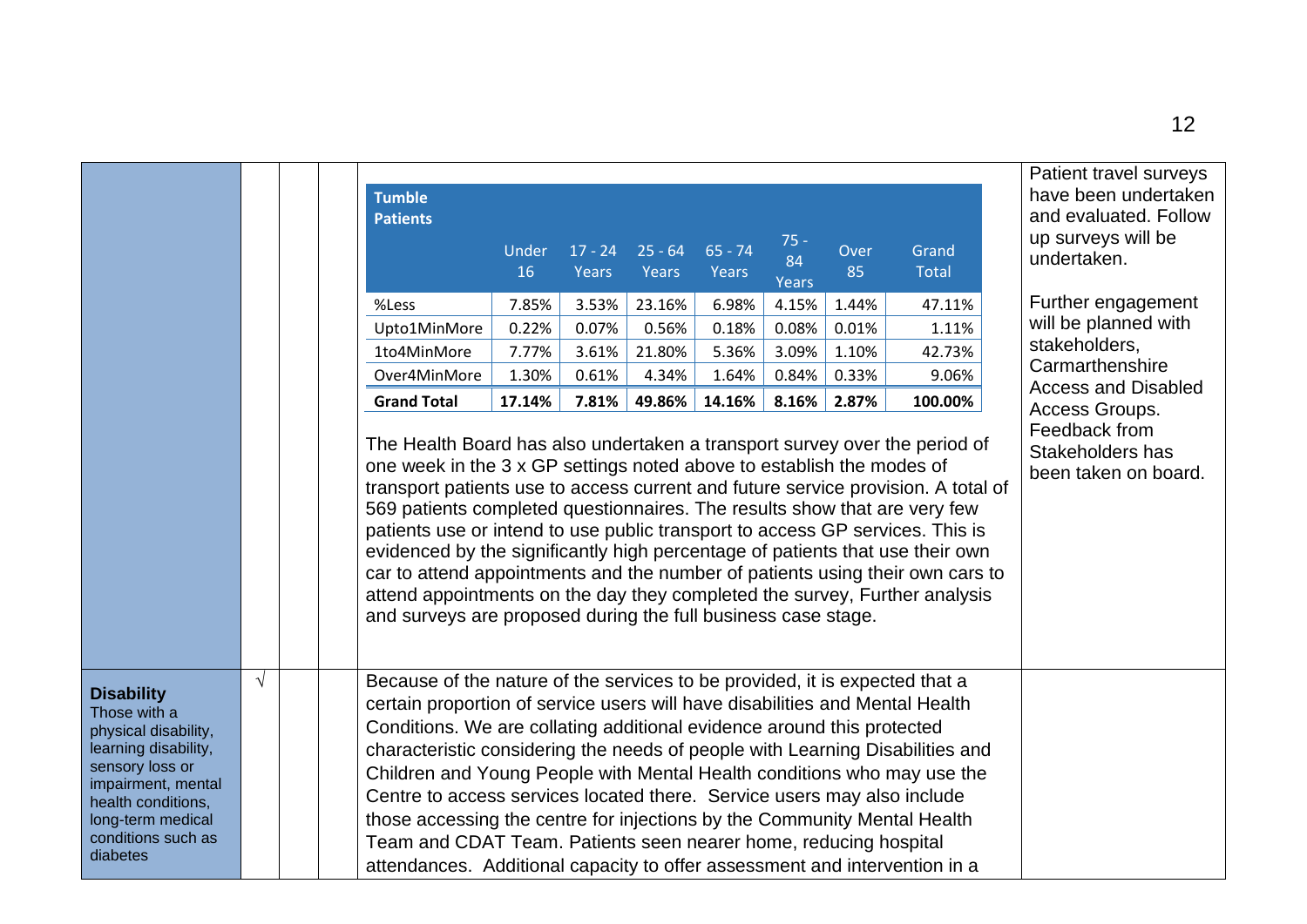| | | | | | |
|---|---|---|---|---|---|
| | | | | (see Tumble Patients table and text below) | Patient travel surveys have been undertaken and evaluated. Follow up surveys will be undertaken.<br><br>Further engagement will be planned with stakeholders, Carmarthenshire Access and Disabled Access Groups. Feedback from Stakeholders has been taken on board. |
| **Disability**<br>Those with a physical disability, learning disability, sensory loss or impairment, mental health conditions, long-term medical conditions such as diabetes | √ | | | Because of the nature of the services to be provided, it is expected that a certain proportion of service users will have disabilities and Mental Health Conditions. We are collating additional evidence around this protected characteristic considering the needs of people with Learning Disabilities and Children and Young People with Mental Health conditions who may use the Centre to access services located there. Service users may also include those accessing the centre for injections by the Community Mental Health Team and CDAT Team. Patients seen nearer home, reducing hospital attendances. Additional capacity to offer assessment and intervention in a | |

| Tumble Patients | Under 16 | 17 - 24 Years | 25 - 64 Years | 65 - 74 Years | 75 - 84 Years | Over 85 | Grand Total |
|---|---|---|---|---|---|---|---|
| %Less | 7.85% | 3.53% | 23.16% | 6.98% | 4.15% | 1.44% | 47.11% |
| Upto1MinMore | 0.22% | 0.07% | 0.56% | 0.18% | 0.08% | 0.01% | 1.11% |
| 1to4MinMore | 7.77% | 3.61% | 21.80% | 5.36% | 3.09% | 1.10% | 42.73% |
| Over4MinMore | 1.30% | 0.61% | 4.34% | 1.64% | 0.84% | 0.33% | 9.06% |
| **Grand Total** | **17.14%** | **7.81%** | **49.86%** | **14.16%** | **8.16%** | **2.87%** | **100.00%** |

The Health Board has also undertaken a transport survey over the period of one week in the 3 x GP settings noted above to establish the modes of transport patients use to access current and future service provision. A total of 569 patients completed questionnaires. The results show that are very few patients use or intend to use public transport to access GP services. This is evidenced by the significantly high percentage of patients that use their own car to attend appointments and the number of patients using their own cars to attend appointments on the day they completed the survey, Further analysis and surveys are proposed during the full business case stage.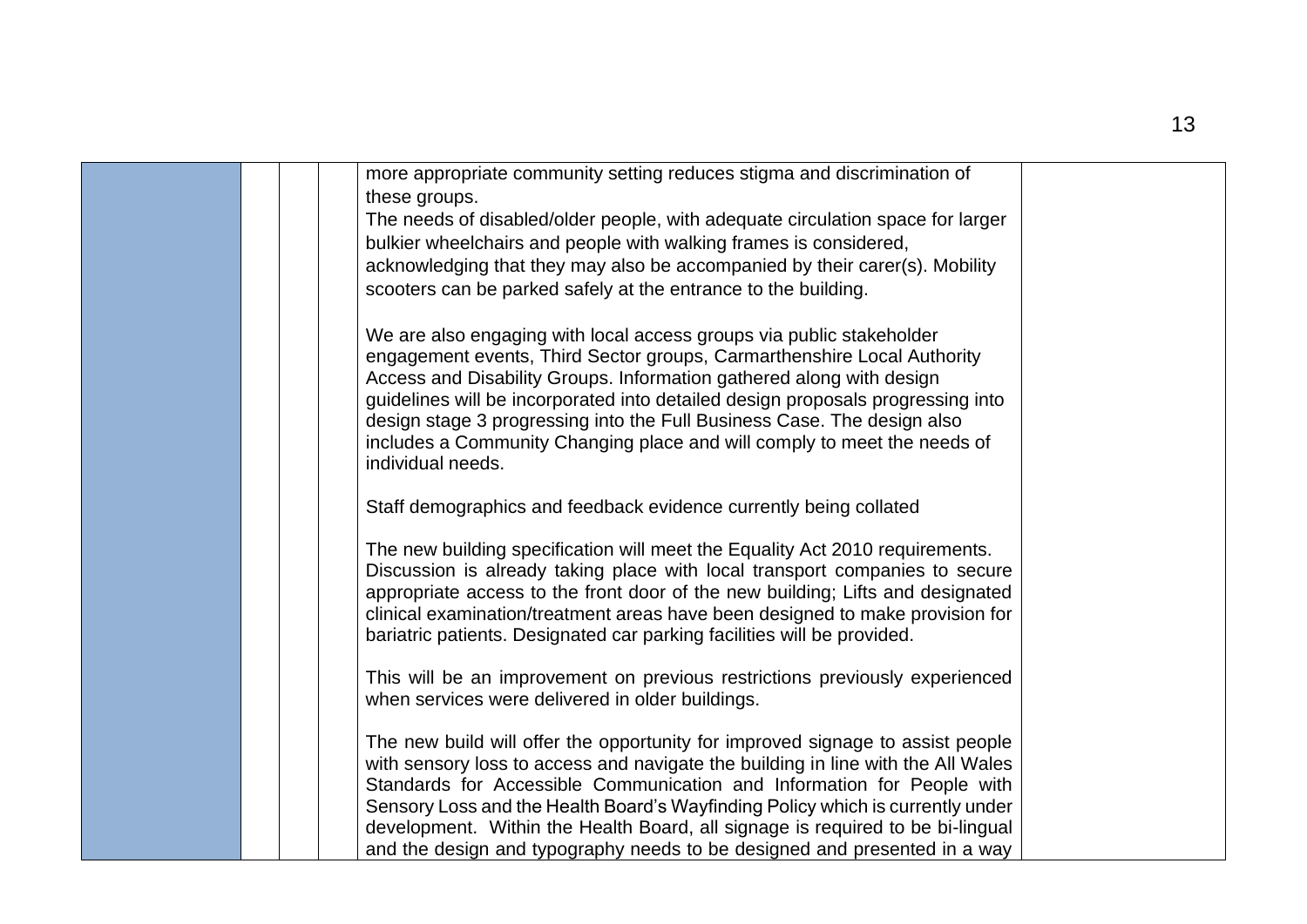| | | | | | |
|---|---|---|---|---|---|
| | | | | more appropriate community setting reduces stigma and discrimination of these groups.<br>The needs of disabled/older people, with adequate circulation space for larger bulkier wheelchairs and people with walking frames is considered, acknowledging that they may also be accompanied by their carer(s). Mobility scooters can be parked safely at the entrance to the building.<br><br>We are also engaging with local access groups via public stakeholder engagement events, Third Sector groups, Carmarthenshire Local Authority Access and Disability Groups. Information gathered along with design guidelines will be incorporated into detailed design proposals progressing into design stage 3 progressing into the Full Business Case. The design also includes a Community Changing place and will comply to meet the needs of individual needs.<br><br>Staff demographics and feedback evidence currently being collated<br><br>The new building specification will meet the Equality Act 2010 requirements. Discussion is already taking place with local transport companies to secure appropriate access to the front door of the new building; Lifts and designated clinical examination/treatment areas have been designed to make provision for bariatric patients. Designated car parking facilities will be provided.<br><br>This will be an improvement on previous restrictions previously experienced when services were delivered in older buildings.<br><br>The new build will offer the opportunity for improved signage to assist people with sensory loss to access and navigate the building in line with the All Wales Standards for Accessible Communication and Information for People with Sensory Loss and the Health Board's Wayfinding Policy which is currently under development. Within the Health Board, all signage is required to be bi-lingual and the design and typography needs to be designed and presented in a way | |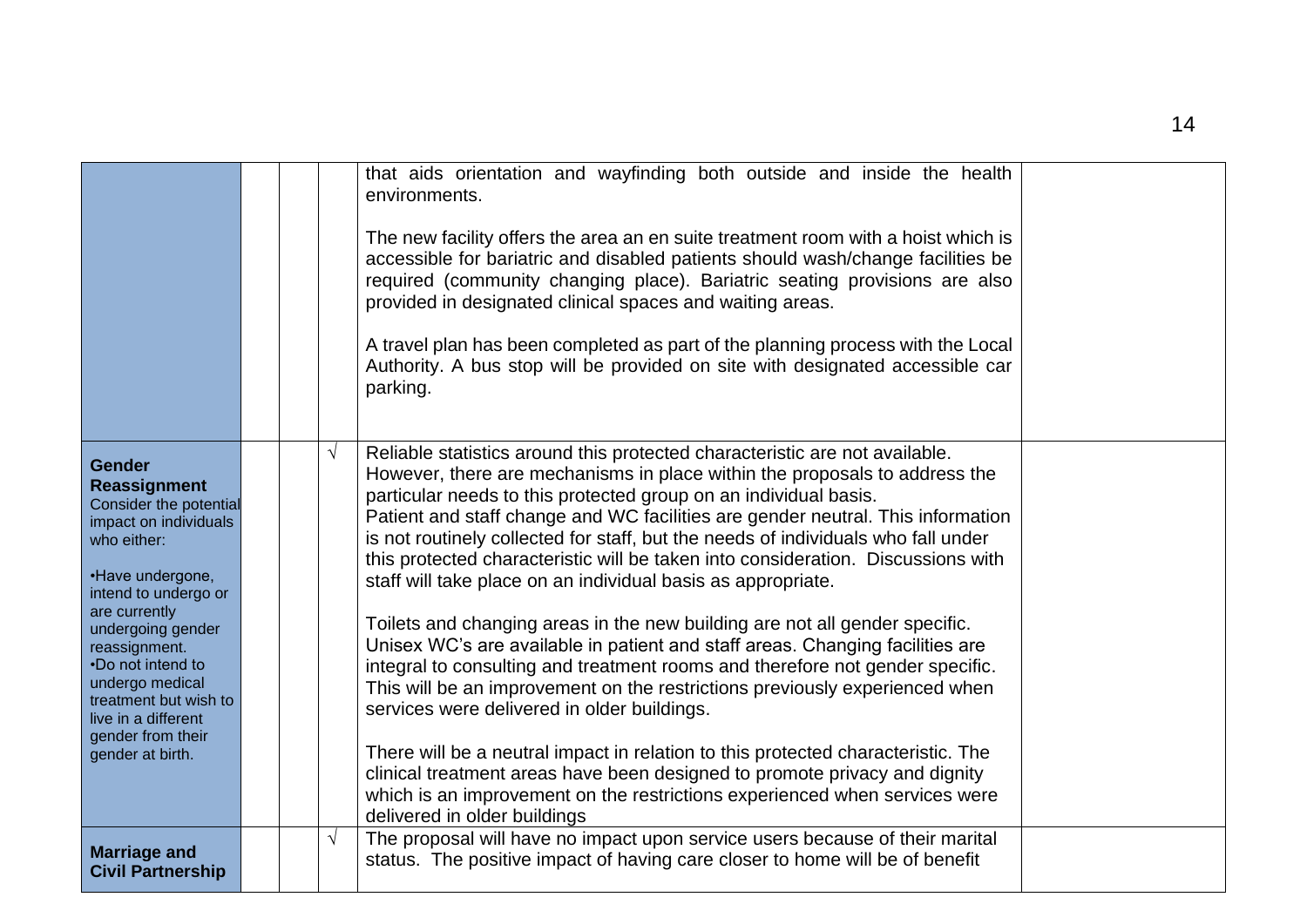| | | | | | |
|---|---|---|---|---|---|
| | | | | that aids orientation and wayfinding both outside and inside the health environments.<br><br>The new facility offers the area an en suite treatment room with a hoist which is accessible for bariatric and disabled patients should wash/change facilities be required (community changing place). Bariatric seating provisions are also provided in designated clinical spaces and waiting areas.<br><br>A travel plan has been completed as part of the planning process with the Local Authority. A bus stop will be provided on site with designated accessible car parking. | |
| **Gender Reassignment**<br>Consider the potential impact on individuals who either:<br><br>•Have undergone, intend to undergo or are currently undergoing gender reassignment.<br>•Do not intend to undergo medical treatment but wish to live in a different gender from their gender at birth. | | | √ | Reliable statistics around this protected characteristic are not available. However, there are mechanisms in place within the proposals to address the particular needs to this protected group on an individual basis.<br>Patient and staff change and WC facilities are gender neutral. This information is not routinely collected for staff, but the needs of individuals who fall under this protected characteristic will be taken into consideration. Discussions with staff will take place on an individual basis as appropriate.<br><br>Toilets and changing areas in the new building are not all gender specific. Unisex WC's are available in patient and staff areas. Changing facilities are integral to consulting and treatment rooms and therefore not gender specific. This will be an improvement on the restrictions previously experienced when services were delivered in older buildings.<br><br>There will be a neutral impact in relation to this protected characteristic. The clinical treatment areas have been designed to promote privacy and dignity which is an improvement on the restrictions experienced when services were delivered in older buildings | |
| **Marriage and Civil Partnership** | | | √ | The proposal will have no impact upon service users because of their marital status. The positive impact of having care closer to home will be of benefit | |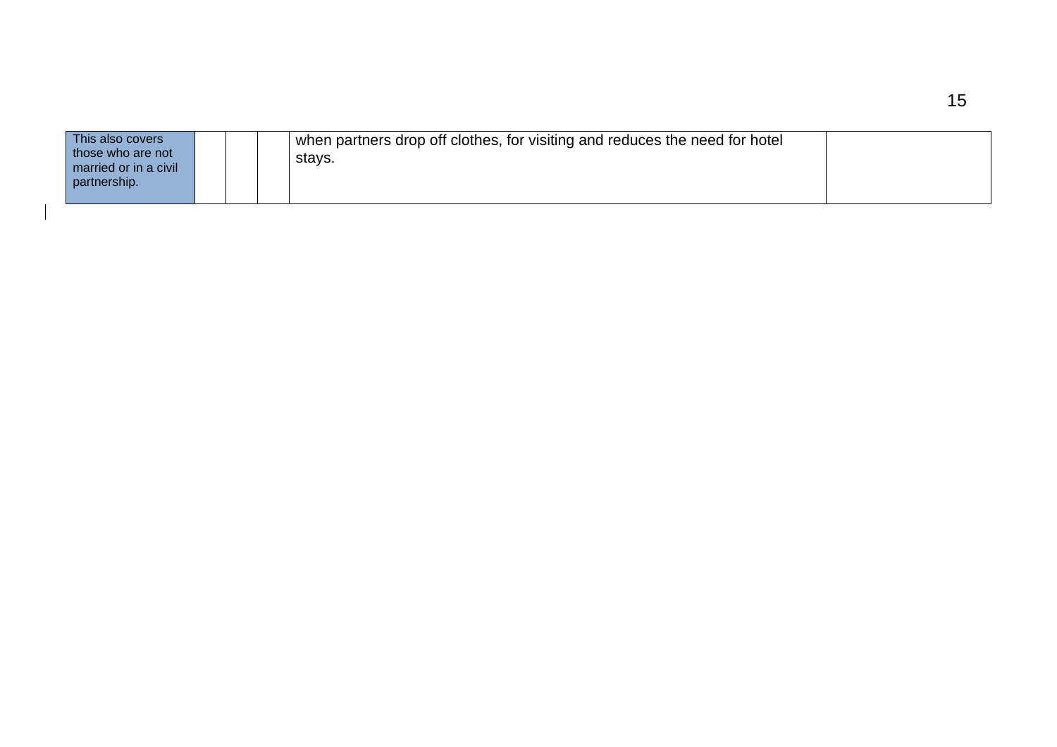| | | | | |
|---|---|---|---|---|
| This also covers those who are not married or in a civil partnership. | | | when partners drop off clothes, for visiting and reduces the need for hotel stays. | |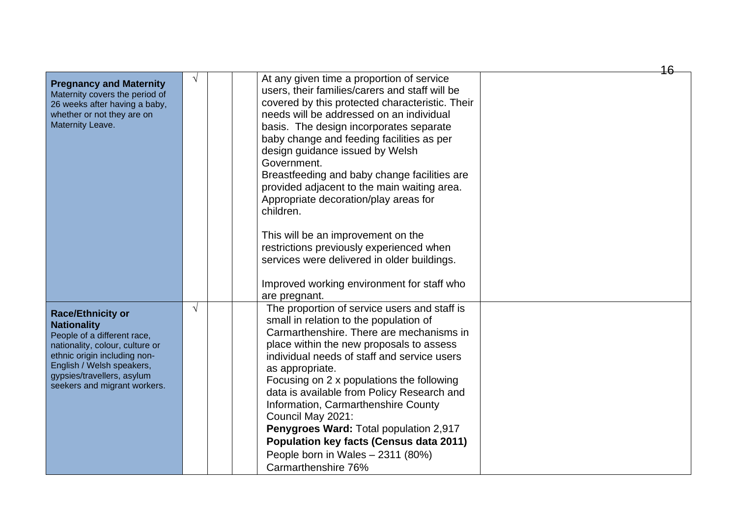| | | | | | |
|---|---|---|---|---|---|
| **Pregnancy and Maternity**<br>Maternity covers the period of 26 weeks after having a baby, whether or not they are on Maternity Leave. | √ | | | At any given time a proportion of service users, their families/carers and staff will be covered by this protected characteristic. Their needs will be addressed on an individual basis. The design incorporates separate baby change and feeding facilities as per design guidance issued by Welsh Government.<br>Breastfeeding and baby change facilities are provided adjacent to the main waiting area. Appropriate decoration/play areas for children.<br><br>This will be an improvement on the restrictions previously experienced when services were delivered in older buildings.<br><br>Improved working environment for staff who are pregnant. | |
| **Race/Ethnicity or Nationality**<br>People of a different race, nationality, colour, culture or ethnic origin including non-English / Welsh speakers, gypsies/travellers, asylum seekers and migrant workers. | √ | | | The proportion of service users and staff is small in relation to the population of Carmarthenshire. There are mechanisms in place within the new proposals to assess individual needs of staff and service users as appropriate.<br>Focusing on 2 x populations the following data is available from Policy Research and Information, Carmarthenshire County Council May 2021:<br>**Penygroes Ward:** Total population 2,917<br>**Population key facts (Census data 2011)**<br>People born in Wales – 2311 (80%)<br>Carmarthenshire 76% | |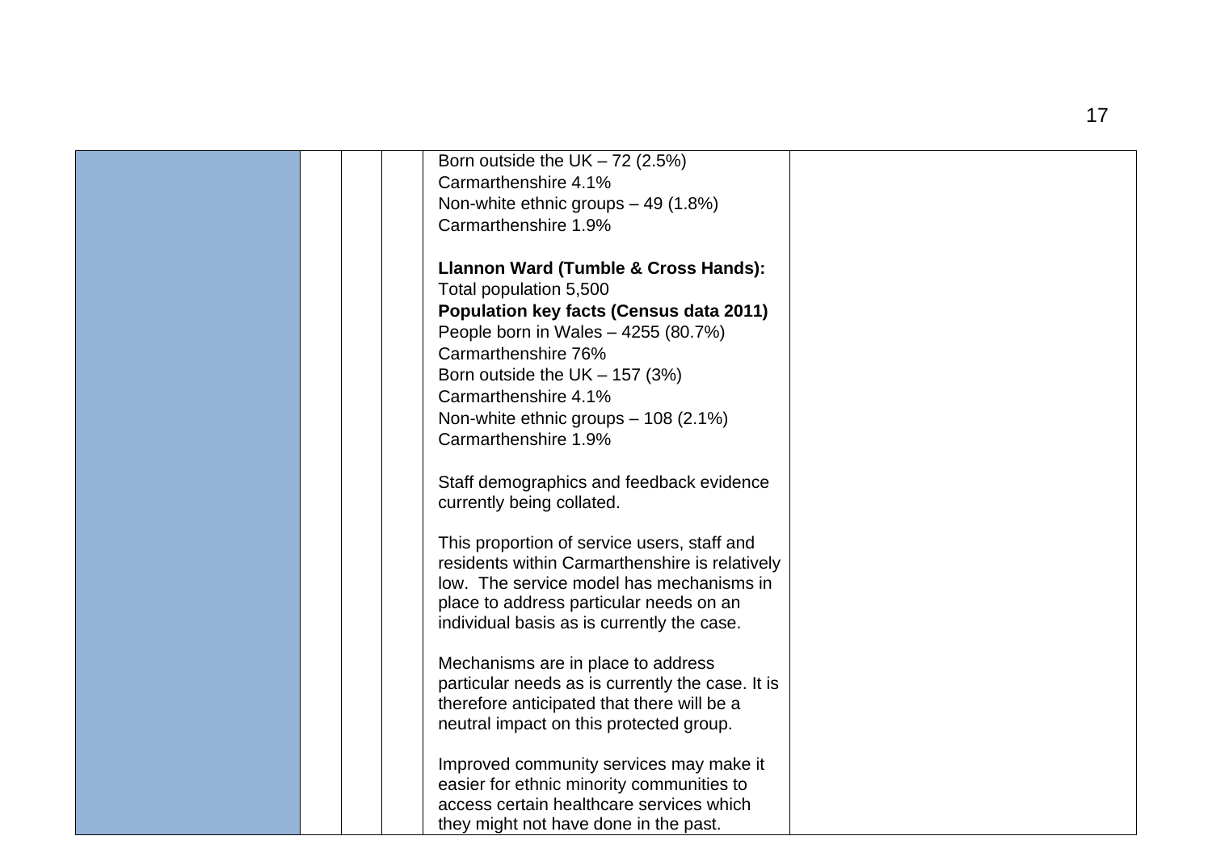|  |  |  |  | Born outside the UK – 72 (2.5%)<br>Carmarthenshire 4.1%<br>Non-white ethnic groups – 49 (1.8%)<br>Carmarthenshire 1.9%<br><br>**Llannon Ward (Tumble & Cross Hands):**<br>Total population 5,500<br>**Population key facts (Census data 2011)**<br>People born in Wales – 4255 (80.7%)<br>Carmarthenshire 76%<br>Born outside the UK – 157 (3%)<br>Carmarthenshire 4.1%<br>Non-white ethnic groups – 108 (2.1%)<br>Carmarthenshire 1.9%<br><br>Staff demographics and feedback evidence currently being collated.<br><br>This proportion of service users, staff and residents within Carmarthenshire is relatively low. The service model has mechanisms in place to address particular needs on an individual basis as is currently the case.<br><br>Mechanisms are in place to address particular needs as is currently the case. It is therefore anticipated that there will be a neutral impact on this protected group.<br><br>Improved community services may make it easier for ethnic minority communities to access certain healthcare services which they might not have done in the past. |  |
|---|---|---|---|---|---|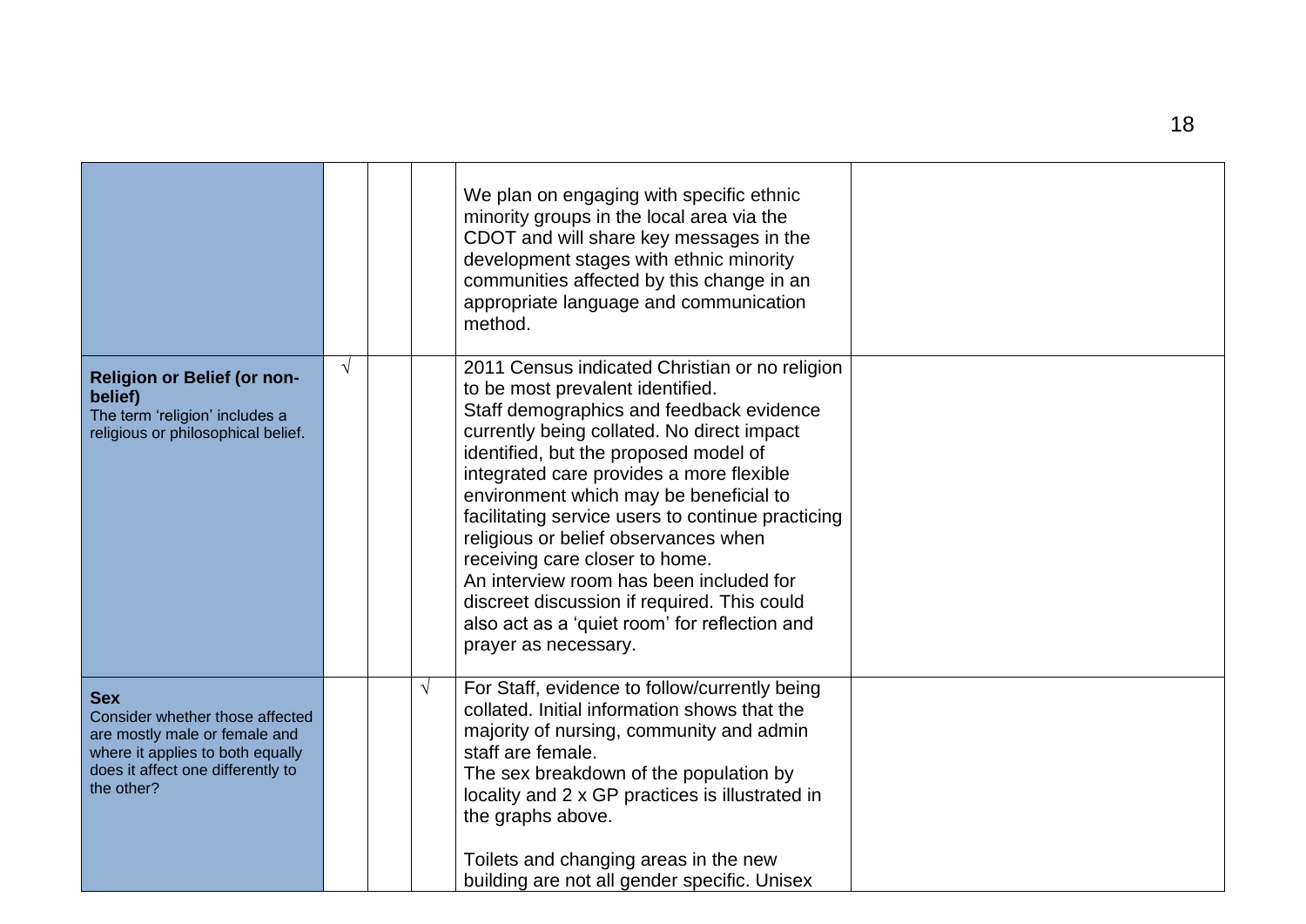| | | | | | |
|---|---|---|---|---|---|
| | | | | We plan on engaging with specific ethnic minority groups in the local area via the CDOT and will share key messages in the development stages with ethnic minority communities affected by this change in an appropriate language and communication method. | |
| **Religion or Belief (or non-belief)**<br>The term 'religion' includes a religious or philosophical belief. | √ | | | 2011 Census indicated Christian or no religion to be most prevalent identified.<br>Staff demographics and feedback evidence currently being collated. No direct impact identified, but the proposed model of integrated care provides a more flexible environment which may be beneficial to facilitating service users to continue practicing religious or belief observances when receiving care closer to home.<br>An interview room has been included for discreet discussion if required. This could also act as a 'quiet room' for reflection and prayer as necessary. | |
| **Sex**<br>Consider whether those affected are mostly male or female and where it applies to both equally does it affect one differently to the other? | | | √ | For Staff, evidence to follow/currently being collated. Initial information shows that the majority of nursing, community and admin staff are female.<br>The sex breakdown of the population by locality and 2 x GP practices is illustrated in the graphs above.<br><br>Toilets and changing areas in the new building are not all gender specific. Unisex | |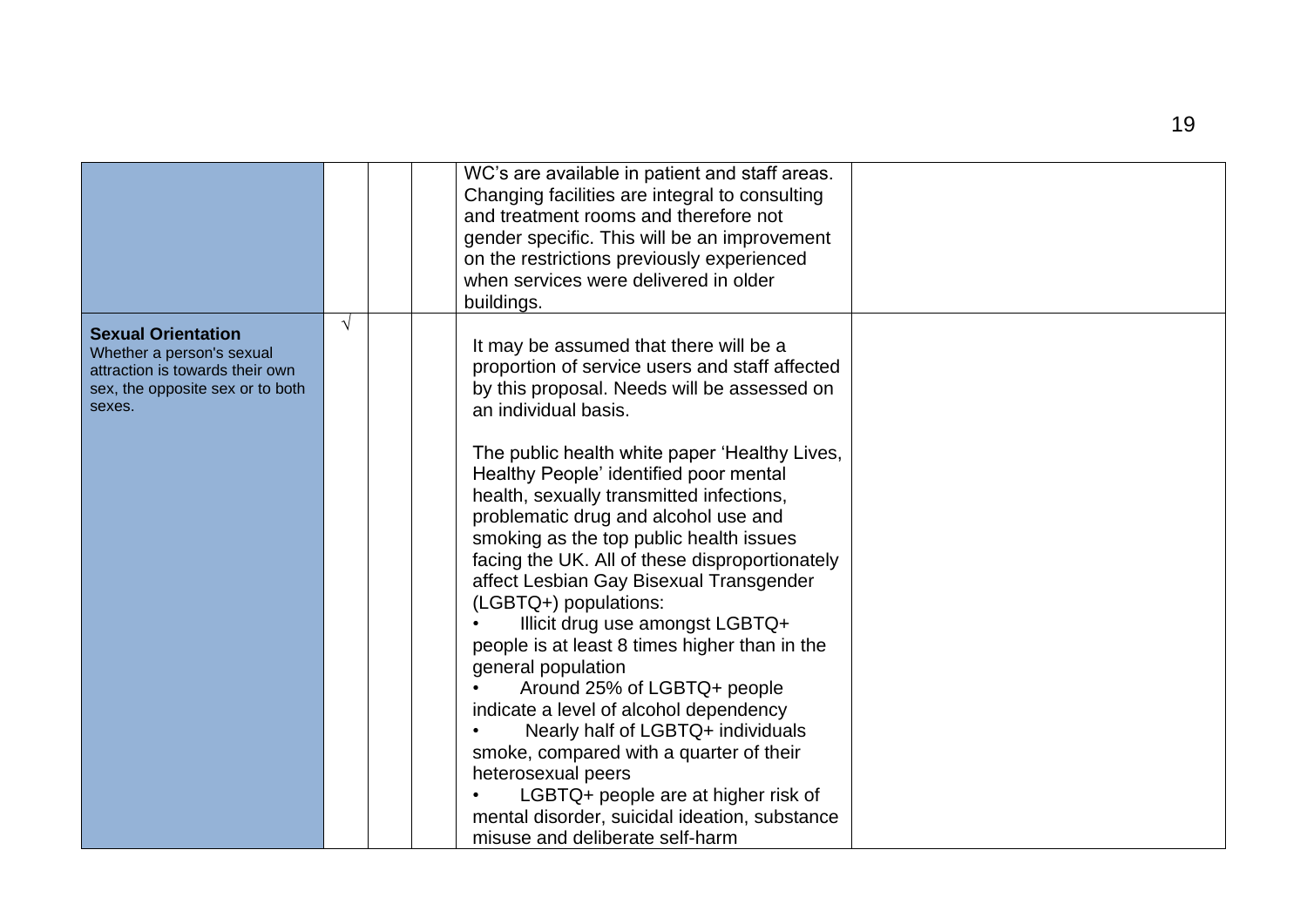| | | | | | |
|---|---|---|---|---|---|
| | | | | WC's are available in patient and staff areas. Changing facilities are integral to consulting and treatment rooms and therefore not gender specific. This will be an improvement on the restrictions previously experienced when services were delivered in older buildings. | |
| **Sexual Orientation**<br>Whether a person's sexual attraction is towards their own sex, the opposite sex or to both sexes. | √ | | | It may be assumed that there will be a proportion of service users and staff affected by this proposal. Needs will be assessed on an individual basis.<br><br>The public health white paper 'Healthy Lives, Healthy People' identified poor mental health, sexually transmitted infections, problematic drug and alcohol use and smoking as the top public health issues facing the UK. All of these disproportionately affect Lesbian Gay Bisexual Transgender (LGBTQ+) populations:<br>• Illicit drug use amongst LGBTQ+ people is at least 8 times higher than in the general population<br>• Around 25% of LGBTQ+ people indicate a level of alcohol dependency<br>• Nearly half of LGBTQ+ individuals smoke, compared with a quarter of their heterosexual peers<br>• LGBTQ+ people are at higher risk of mental disorder, suicidal ideation, substance misuse and deliberate self-harm | |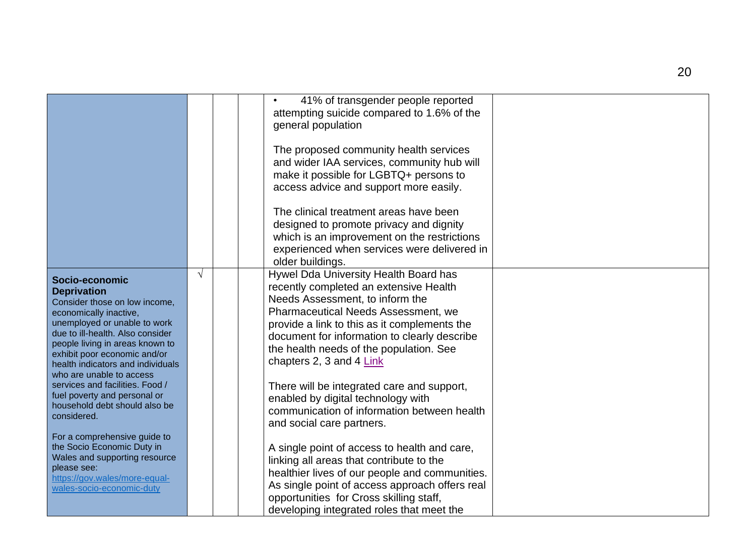| | | | | | |
|---|---|---|---|---|---|
| | | | | • 41% of transgender people reported attempting suicide compared to 1.6% of the general population<br><br>The proposed community health services and wider IAA services, community hub will make it possible for LGBTQ+ persons to access advice and support more easily.<br><br>The clinical treatment areas have been designed to promote privacy and dignity which is an improvement on the restrictions experienced when services were delivered in older buildings. | |
| **Socio-economic Deprivation**<br>Consider those on low income, economically inactive, unemployed or unable to work due to ill-health. Also consider people living in areas known to exhibit poor economic and/or health indicators and individuals who are unable to access services and facilities. Food / fuel poverty and personal or household debt should also be considered.<br><br>For a comprehensive guide to the Socio Economic Duty in Wales and supporting resource please see: https://gov.wales/more-equal-wales-socio-economic-duty | √ | | | Hywel Dda University Health Board has recently completed an extensive Health Needs Assessment, to inform the Pharmaceutical Needs Assessment, we provide a link to this as it complements the document for information to clearly describe the health needs of the population. See chapters 2, 3 and 4 Link<br><br>There will be integrated care and support, enabled by digital technology with communication of information between health and social care partners.<br><br>A single point of access to health and care, linking all areas that contribute to the healthier lives of our people and communities. As single point of access approach offers real opportunities for Cross skilling staff, developing integrated roles that meet the | |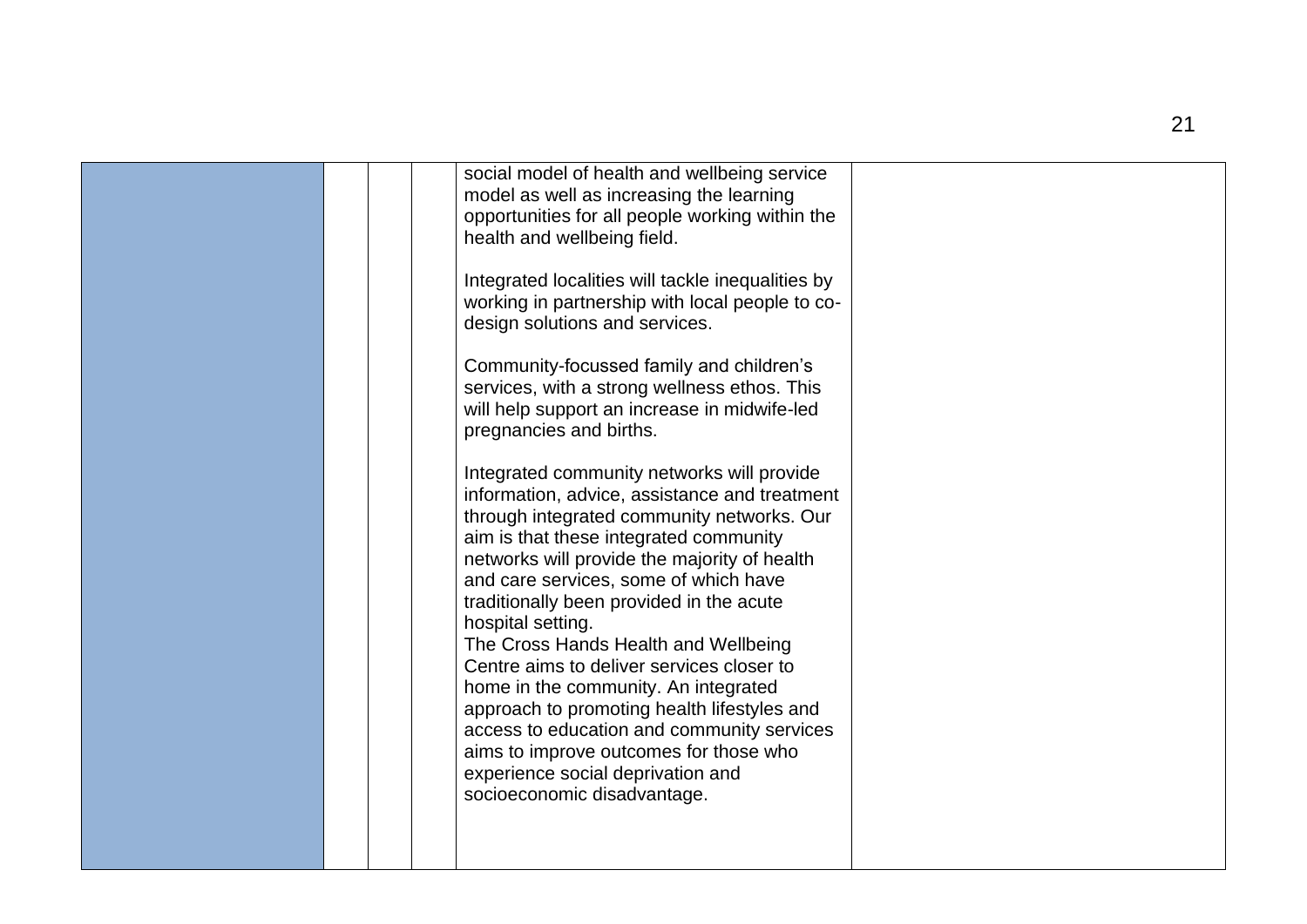| | | | | | |
|---|---|---|---|---|---|
| | | | | social model of health and wellbeing service model as well as increasing the learning opportunities for all people working within the health and wellbeing field.<br><br>Integrated localities will tackle inequalities by working in partnership with local people to co-design solutions and services.<br><br>Community-focussed family and children's services, with a strong wellness ethos. This will help support an increase in midwife-led pregnancies and births.<br><br>Integrated community networks will provide information, advice, assistance and treatment through integrated community networks. Our aim is that these integrated community networks will provide the majority of health and care services, some of which have traditionally been provided in the acute hospital setting.<br>The Cross Hands Health and Wellbeing Centre aims to deliver services closer to home in the community. An integrated approach to promoting health lifestyles and access to education and community services aims to improve outcomes for those who experience social deprivation and socioeconomic disadvantage. | |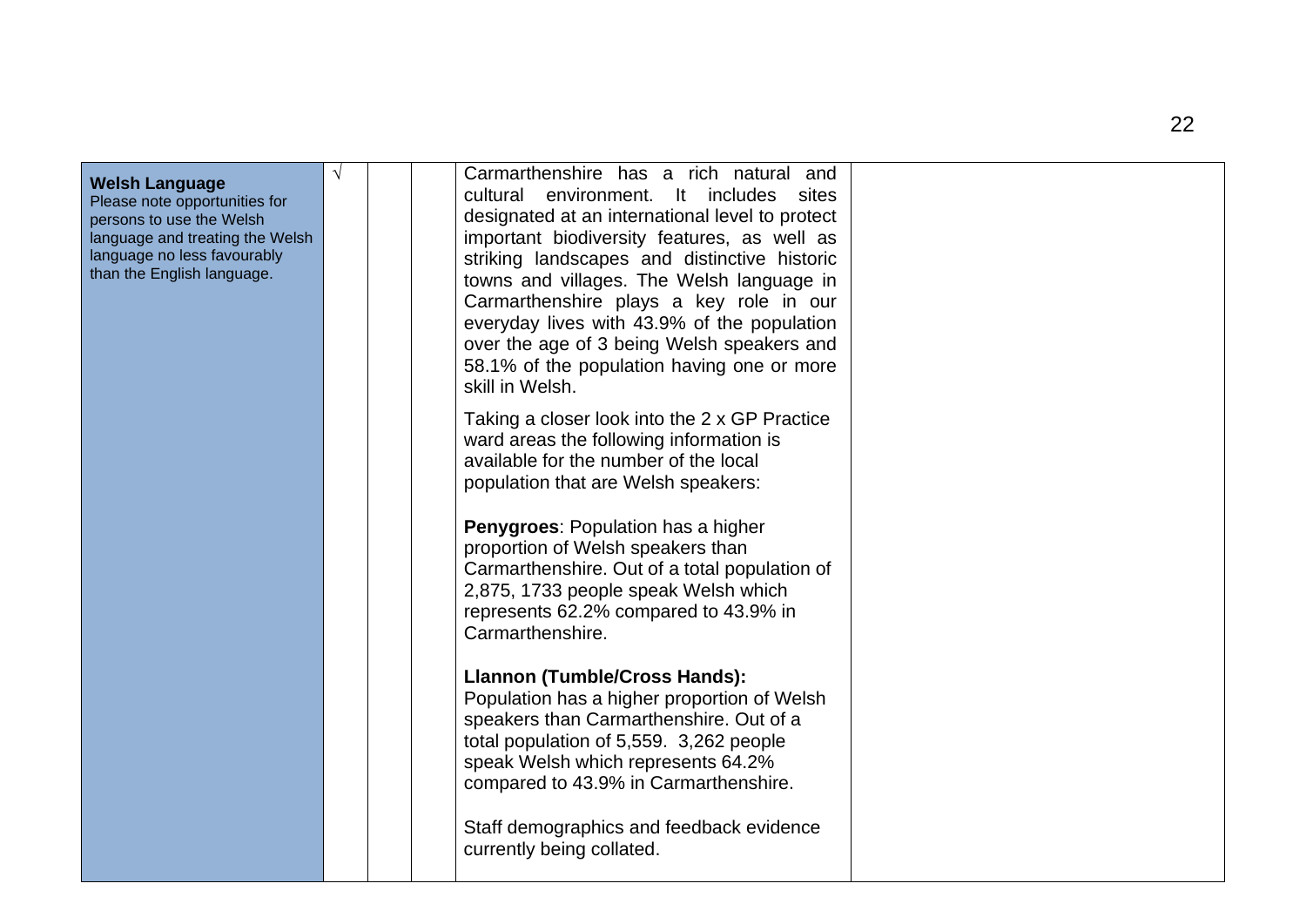| | | | | | |
|---|---|---|---|---|---|
| **Welsh Language**<br>Please note opportunities for persons to use the Welsh language and treating the Welsh language no less favourably than the English language. | √ | | | Carmarthenshire has a rich natural and cultural environment. It includes sites designated at an international level to protect important biodiversity features, as well as striking landscapes and distinctive historic towns and villages. The Welsh language in Carmarthenshire plays a key role in our everyday lives with 43.9% of the population over the age of 3 being Welsh speakers and 58.1% of the population having one or more skill in Welsh.<br><br>Taking a closer look into the 2 x GP Practice ward areas the following information is available for the number of the local population that are Welsh speakers:<br><br>**Penygroes**: Population has a higher proportion of Welsh speakers than Carmarthenshire. Out of a total population of 2,875, 1733 people speak Welsh which represents 62.2% compared to 43.9% in Carmarthenshire.<br><br>**Llannon (Tumble/Cross Hands):**<br>Population has a higher proportion of Welsh speakers than Carmarthenshire. Out of a total population of 5,559. 3,262 people speak Welsh which represents 64.2% compared to 43.9% in Carmarthenshire.<br><br>Staff demographics and feedback evidence currently being collated. | |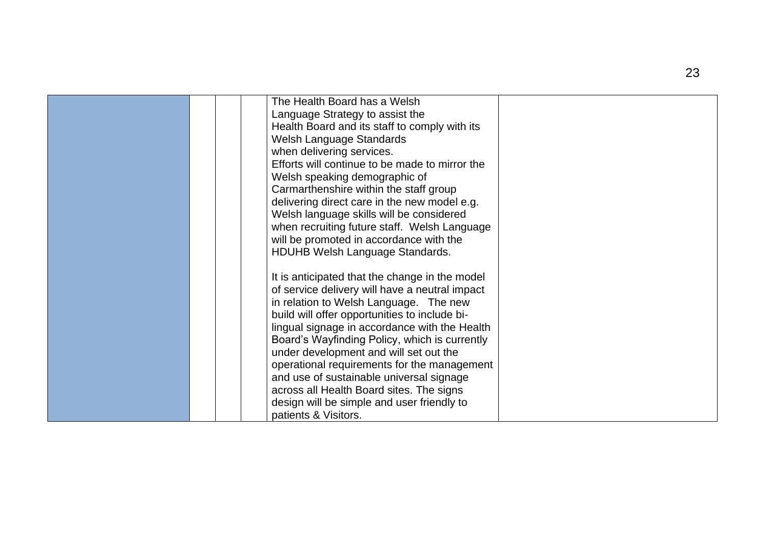|  |  |  |  | The Health Board has a Welsh Language Strategy to assist the Health Board and its staff to comply with its Welsh Language Standards when delivering services.<br>Efforts will continue to be made to mirror the Welsh speaking demographic of Carmarthenshire within the staff group delivering direct care in the new model e.g. Welsh language skills will be considered when recruiting future staff. Welsh Language will be promoted in accordance with the HDUHB Welsh Language Standards.<br><br>It is anticipated that the change in the model of service delivery will have a neutral impact in relation to Welsh Language. The new build will offer opportunities to include bi-lingual signage in accordance with the Health Board's Wayfinding Policy, which is currently under development and will set out the operational requirements for the management and use of sustainable universal signage across all Health Board sites. The signs design will be simple and user friendly to patients & Visitors. |  |
|---|---|---|---|---|---|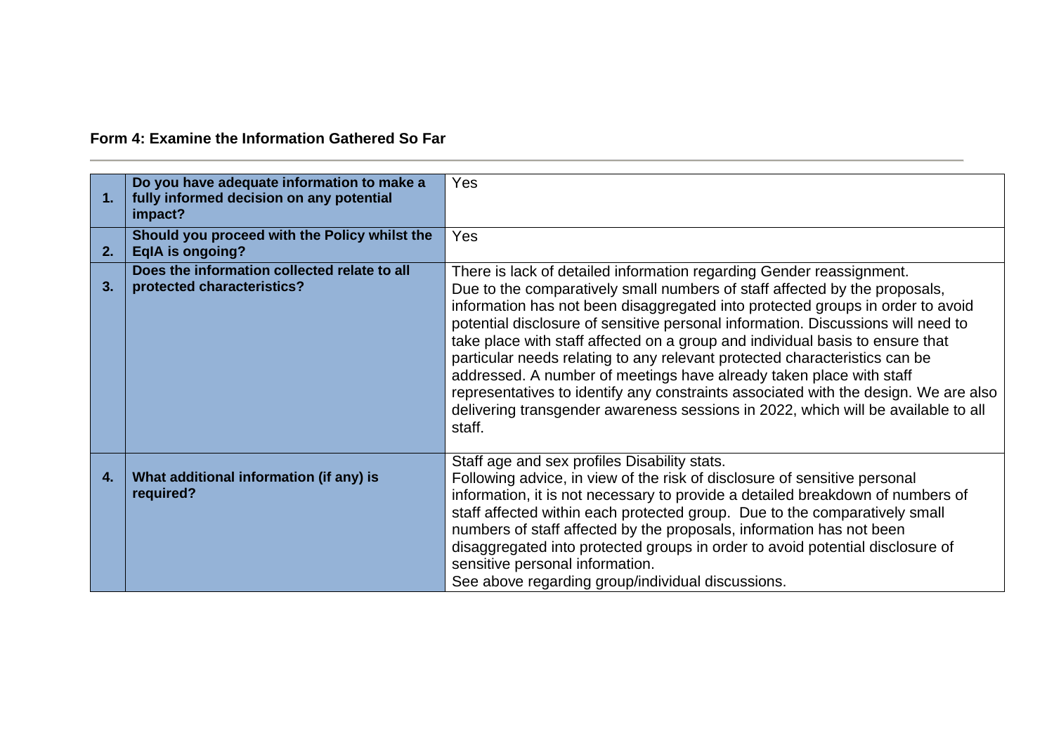**Form 4: Examine the Information Gathered So Far**

| | | |
|---|---|---|
| **1.** | **Do you have adequate information to make a fully informed decision on any potential impact?** | Yes |
| **2.** | **Should you proceed with the Policy whilst the EqIA is ongoing?** | Yes |
| **3.** | **Does the information collected relate to all protected characteristics?** | There is lack of detailed information regarding Gender reassignment. Due to the comparatively small numbers of staff affected by the proposals, information has not been disaggregated into protected groups in order to avoid potential disclosure of sensitive personal information. Discussions will need to take place with staff affected on a group and individual basis to ensure that particular needs relating to any relevant protected characteristics can be addressed. A number of meetings have already taken place with staff representatives to identify any constraints associated with the design. We are also delivering transgender awareness sessions in 2022, which will be available to all staff. |
| **4.** | **What additional information (if any) is required?** | Staff age and sex profiles Disability stats.<br>Following advice, in view of the risk of disclosure of sensitive personal information, it is not necessary to provide a detailed breakdown of numbers of staff affected within each protected group. Due to the comparatively small numbers of staff affected by the proposals, information has not been disaggregated into protected groups in order to avoid potential disclosure of sensitive personal information.<br>See above regarding group/individual discussions. |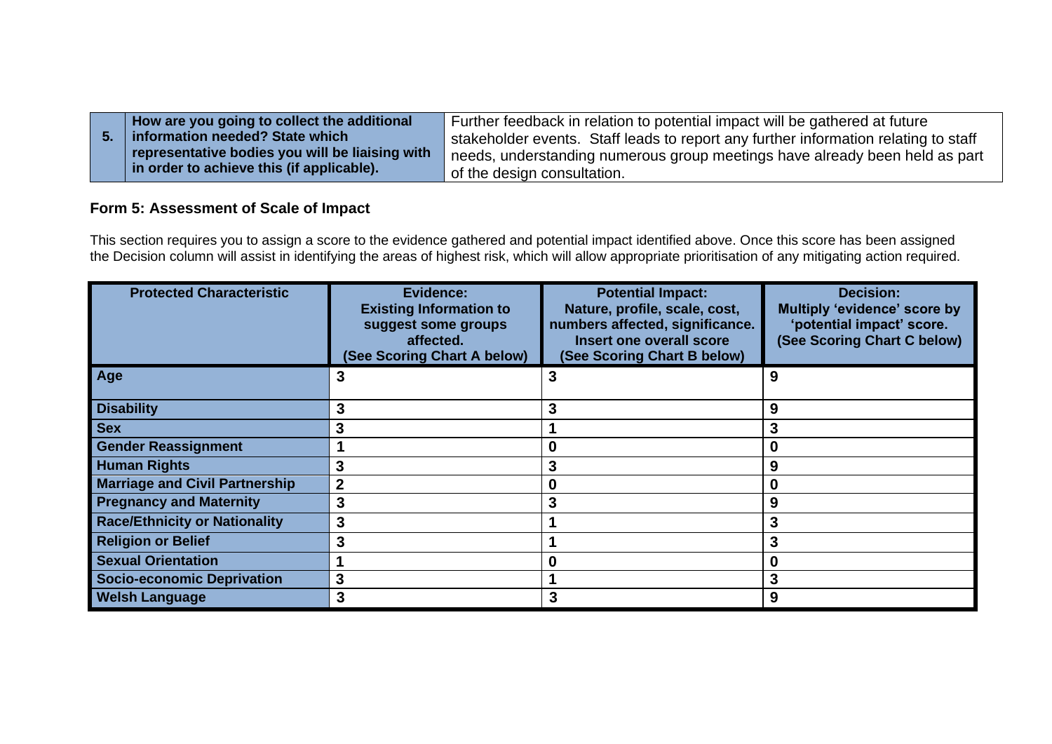| 5. | How are you going to collect the additional information needed? State which representative bodies you will be liaising with in order to achieve this (if applicable). | Further feedback in relation to potential impact will be gathered at future stakeholder events. Staff leads to report any further information relating to staff needs, understanding numerous group meetings have already been held as part of the design consultation. |
|---|---|---|

### Form 5: Assessment of Scale of Impact

This section requires you to assign a score to the evidence gathered and potential impact identified above. Once this score has been assigned the Decision column will assist in identifying the areas of highest risk, which will allow appropriate prioritisation of any mitigating action required.

| Protected Characteristic | Evidence: Existing Information to suggest some groups affected. (See Scoring Chart A below) | Potential Impact: Nature, profile, scale, cost, numbers affected, significance. Insert one overall score (See Scoring Chart B below) | Decision: Multiply 'evidence' score by 'potential impact' score. (See Scoring Chart C below) |
|---|---|---|---|
| **Age** | **3** | **3** | **9** |
| **Disability** | **3** | **3** | **9** |
| **Sex** | **3** | **1** | **3** |
| **Gender Reassignment** | **1** | **0** | **0** |
| **Human Rights** | **3** | **3** | **9** |
| **Marriage and Civil Partnership** | **2** | **0** | **0** |
| **Pregnancy and Maternity** | **3** | **3** | **9** |
| **Race/Ethnicity or Nationality** | **3** | **1** | **3** |
| **Religion or Belief** | **3** | **1** | **3** |
| **Sexual Orientation** | **1** | **0** | **0** |
| **Socio-economic Deprivation** | **3** | **1** | **3** |
| **Welsh Language** | **3** | **3** | **9** |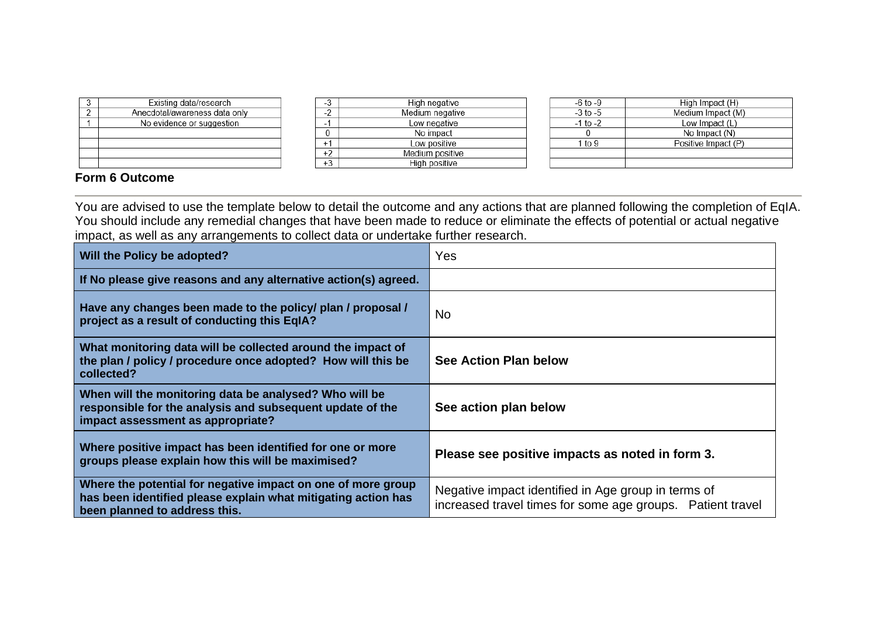| 3 | Existing data/research |
|---|---|
| 2 | Anecdotal/awareness data only |
| 1 | No evidence or suggestion |
| | |
| | |
| | |
| | |

| -3 | High negative |
|---|---|
| -2 | Medium negative |
| -1 | Low negative |
| 0 | No impact |
| +1 | Low positive |
| +2 | Medium positive |
| +3 | High positive |

| -6 to -9 | High Impact (H) |
|---|---|
| -3 to -5 | Medium Impact (M) |
| -1 to -2 | Low Impact (L) |
| 0 | No Impact (N) |
| 1 to 9 | Positive Impact (P) |
| | |
| | |

**Form 6 Outcome**

---

You are advised to use the template below to detail the outcome and any actions that are planned following the completion of EqIA. You should include any remedial changes that have been made to reduce or eliminate the effects of potential or actual negative impact, as well as any arrangements to collect data or undertake further research.

| **Will the Policy be adopted?** | Yes |
|---|---|
| **If No please give reasons and any alternative action(s) agreed.** | |
| **Have any changes been made to the policy/ plan / proposal / project as a result of conducting this EqIA?** | No |
| **What monitoring data will be collected around the impact of the plan / policy / procedure once adopted? How will this be collected?** | **See Action Plan below** |
| **When will the monitoring data be analysed? Who will be responsible for the analysis and subsequent update of the impact assessment as appropriate?** | **See action plan below** |
| **Where positive impact has been identified for one or more groups please explain how this will be maximised?** | **Please see positive impacts as noted in form 3.** |
| **Where the potential for negative impact on one of more group has been identified please explain what mitigating action has been planned to address this.** | Negative impact identified in Age group in terms of increased travel times for some age groups. Patient travel |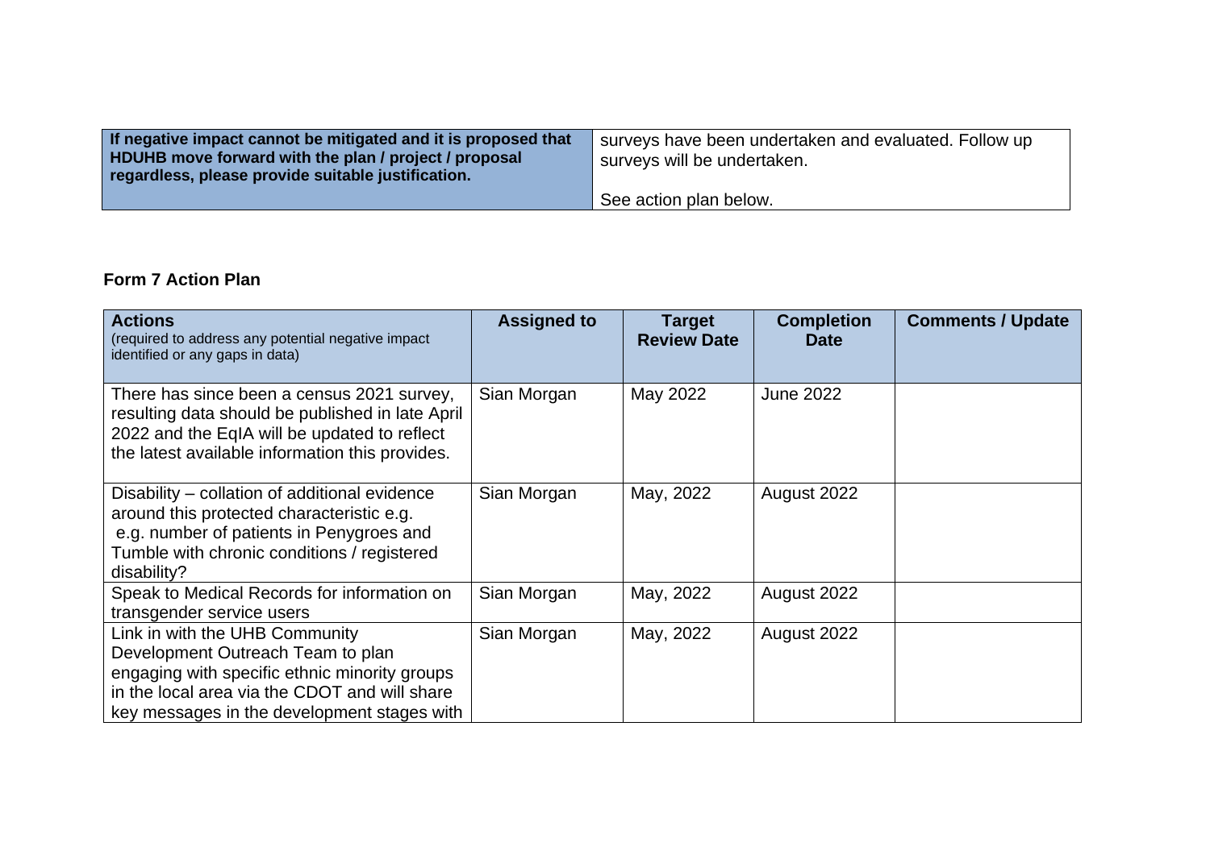| If negative impact cannot be mitigated and it is proposed that HDUHB move forward with the plan / project / proposal regardless, please provide suitable justification. | surveys have been undertaken and evaluated. Follow up surveys will be undertaken.<br><br>See action plan below. |
|---|---|

**Form 7 Action Plan**

| **Actions** (required to address any potential negative impact identified or any gaps in data) | **Assigned to** | **Target Review Date** | **Completion Date** | **Comments / Update** |
|---|---|---|---|---|
| There has since been a census 2021 survey, resulting data should be published in late April 2022 and the EqIA will be updated to reflect the latest available information this provides. | Sian Morgan | May 2022 | June 2022 | |
| Disability – collation of additional evidence around this protected characteristic e.g. e.g. number of patients in Penygroes and Tumble with chronic conditions / registered disability? | Sian Morgan | May, 2022 | August 2022 | |
| Speak to Medical Records for information on transgender service users | Sian Morgan | May, 2022 | August 2022 | |
| Link in with the UHB Community Development Outreach Team to plan engaging with specific ethnic minority groups in the local area via the CDOT and will share key messages in the development stages with | Sian Morgan | May, 2022 | August 2022 | |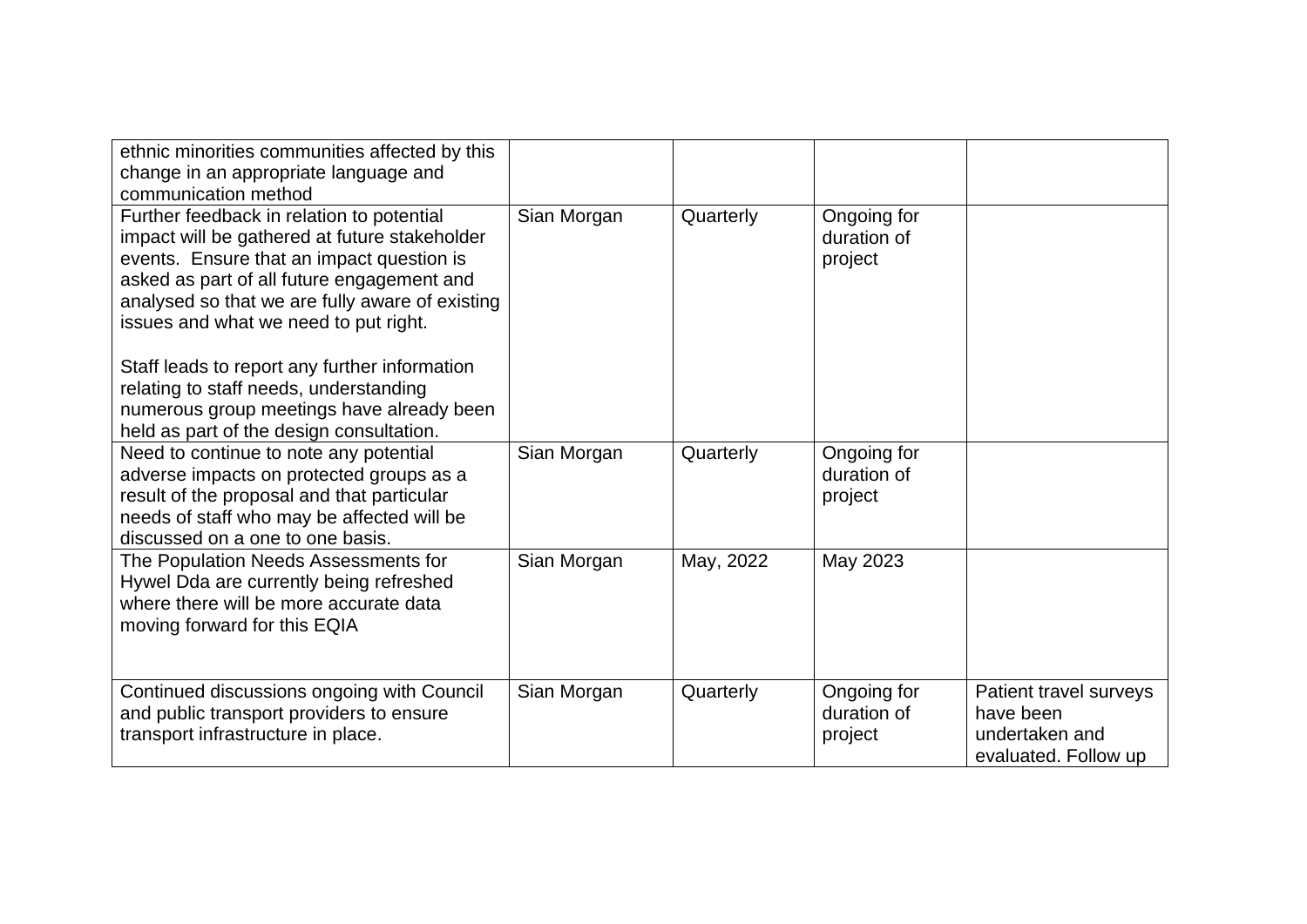| | | | | |
|---|---|---|---|---|
| ethnic minorities communities affected by this change in an appropriate language and communication method | | | | |
| Further feedback in relation to potential impact will be gathered at future stakeholder events. Ensure that an impact question is asked as part of all future engagement and analysed so that we are fully aware of existing issues and what we need to put right.<br><br>Staff leads to report any further information relating to staff needs, understanding numerous group meetings have already been held as part of the design consultation. | Sian Morgan | Quarterly | Ongoing for duration of project | |
| Need to continue to note any potential adverse impacts on protected groups as a result of the proposal and that particular needs of staff who may be affected will be discussed on a one to one basis. | Sian Morgan | Quarterly | Ongoing for duration of project | |
| The Population Needs Assessments for Hywel Dda are currently being refreshed where there will be more accurate data moving forward for this EQIA | Sian Morgan | May, 2022 | May 2023 | |
| Continued discussions ongoing with Council and public transport providers to ensure transport infrastructure in place. | Sian Morgan | Quarterly | Ongoing for duration of project | Patient travel surveys have been undertaken and evaluated. Follow up |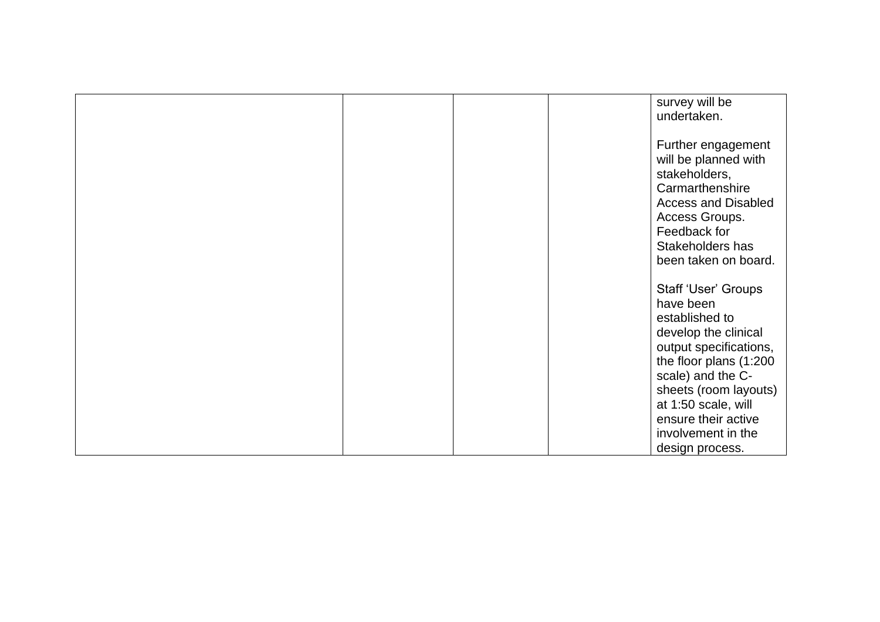| | | | | |
|---|---|---|---|---|
| | | | | survey will be undertaken.<br><br>Further engagement will be planned with stakeholders, Carmarthenshire Access and Disabled Access Groups. Feedback for Stakeholders has been taken on board.<br><br>Staff 'User' Groups have been established to develop the clinical output specifications, the floor plans (1:200 scale) and the C-sheets (room layouts) at 1:50 scale, will ensure their active involvement in the design process. |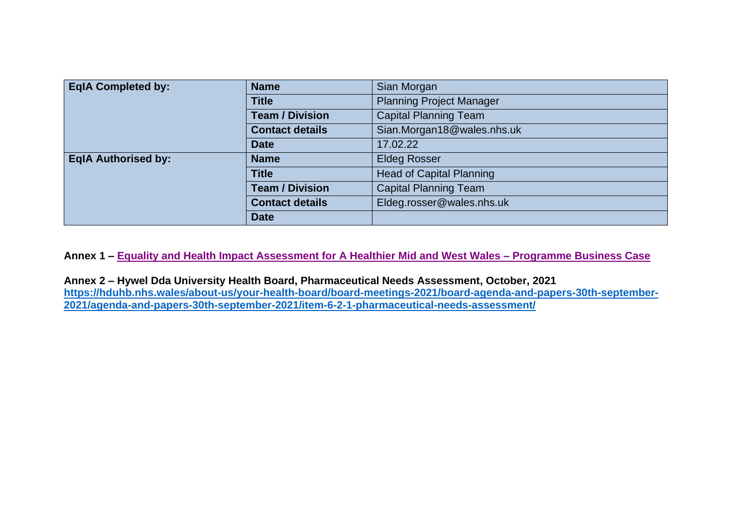| | | |
|---|---|---|
| **EqIA Completed by:** | **Name** | Sian Morgan |
| | **Title** | Planning Project Manager |
| | **Team / Division** | Capital Planning Team |
| | **Contact details** | Sian.Morgan18@wales.nhs.uk |
| | **Date** | 17.02.22 |
| **EqIA Authorised by:** | **Name** | Eldeg Rosser |
| | **Title** | Head of Capital Planning |
| | **Team / Division** | Capital Planning Team |
| | **Contact details** | Eldeg.rosser@wales.nhs.uk |
| | **Date** | |

**Annex 1 – Equality and Health Impact Assessment for A Healthier Mid and West Wales – Programme Business Case**

**Annex 2 – Hywel Dda University Health Board, Pharmaceutical Needs Assessment, October, 2021**
**https://hduhb.nhs.wales/about-us/your-health-board/board-meetings-2021/board-agenda-and-papers-30th-september-2021/agenda-and-papers-30th-september-2021/item-6-2-1-pharmaceutical-needs-assessment/**